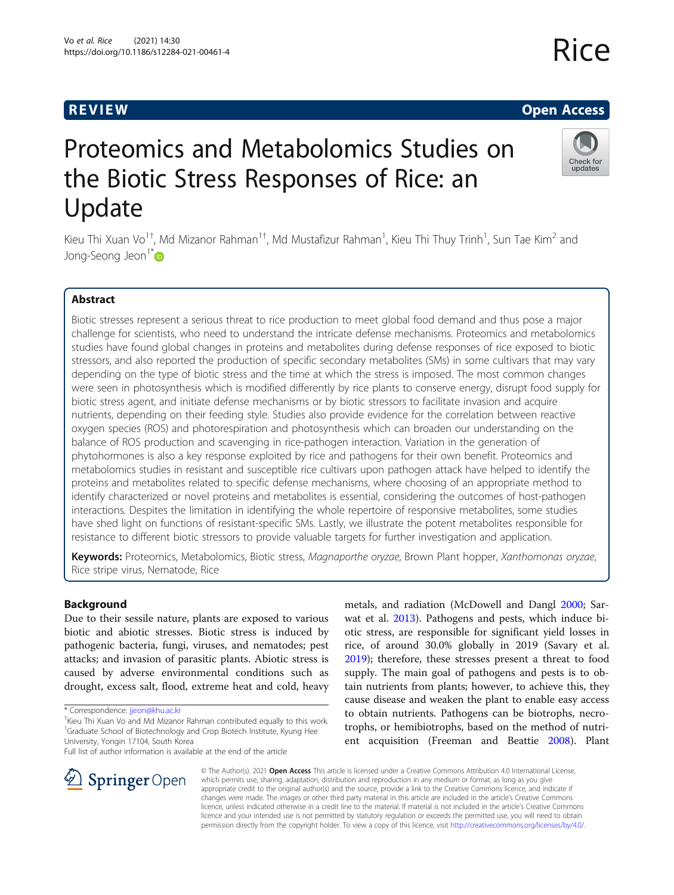REVIEW Open Access

# Proteomics and Metabolomics Studies on the Biotic Stress Responses of Rice: an Update

Kieu Thi Xuan Vo[1†], Md Mizanor Rahman[1†], Md Mustafizur Rahman[1], Kieu Thi Thuy Trinh[1], Sun Tae Kim[2] and Jong-Seong Jeon[1*]

## Abstract

Biotic stresses represent a serious threat to rice production to meet global food demand and thus pose a major challenge for scientists, who need to understand the intricate defense mechanisms. Proteomics and metabolomics studies have found global changes in proteins and metabolites during defense responses of rice exposed to biotic stressors, and also reported the production of specific secondary metabolites (SMs) in some cultivars that may vary depending on the type of biotic stress and the time at which the stress is imposed. The most common changes were seen in photosynthesis which is modified differently by rice plants to conserve energy, disrupt food supply for biotic stress agent, and initiate defense mechanisms or by biotic stressors to facilitate invasion and acquire nutrients, depending on their feeding style. Studies also provide evidence for the correlation between reactive oxygen species (ROS) and photorespiration and photosynthesis which can broaden our understanding on the balance of ROS production and scavenging in rice-pathogen interaction. Variation in the generation of phytohormones is also a key response exploited by rice and pathogens for their own benefit. Proteomics and metabolomics studies in resistant and susceptible rice cultivars upon pathogen attack have helped to identify the proteins and metabolites related to specific defense mechanisms, where choosing of an appropriate method to identify characterized or novel proteins and metabolites is essential, considering the outcomes of host-pathogen interactions. Despites the limitation in identifying the whole repertoire of responsive metabolites, some studies have shed light on functions of resistant-specific SMs. Lastly, we illustrate the potent metabolites responsible for resistance to different biotic stressors to provide valuable targets for further investigation and application.

**Keywords:** Proteomics, Metabolomics, Biotic stress, *Magnaporthe oryzae*, Brown Plant hopper, *Xanthomonas oryzae*, Rice stripe virus, Nematode, Rice

## Background

Due to their sessile nature, plants are exposed to various biotic and abiotic stresses. Biotic stress is induced by pathogenic bacteria, fungi, viruses, and nematodes; pest attacks; and invasion of parasitic plants. Abiotic stress is caused by adverse environmental conditions such as drought, excess salt, flood, extreme heat and cold, heavy metals, and radiation (McDowell and Dangl 2000; Sarwat et al. 2013). Pathogens and pests, which induce biotic stress, are responsible for significant yield losses in rice, of around 30.0% globally in 2019 (Savary et al. 2019); therefore, these stresses present a threat to food supply. The main goal of pathogens and pests is to obtain nutrients from plants; however, to achieve this, they cause disease and weaken the plant to enable easy access to obtain nutrients. Pathogens can be biotrophs, necrotrophs, or hemibiotrophs, based on the method of nutrient acquisition (Freeman and Beattie 2008). Plant

\* Correspondence: jjeon@khu.ac.kr

†Kieu Thi Xuan Vo and Md Mizanor Rahman contributed equally to this work.

[1]Graduate School of Biotechnology and Crop Biotech Institute, Kyung Hee University, Yongin 17104, South Korea

Full list of author information is available at the end of the article

© The Author(s). 2021 **Open Access** This article is licensed under a Creative Commons Attribution 4.0 International License, which permits use, sharing, adaptation, distribution and reproduction in any medium or format, as long as you give appropriate credit to the original author(s) and the source, provide a link to the Creative Commons licence, and indicate if changes were made. The images or other third party material in this article are included in the article's Creative Commons licence, unless indicated otherwise in a credit line to the material. If material is not included in the article's Creative Commons licence and your intended use is not permitted by statutory regulation or exceeds the permitted use, you will need to obtain permission directly from the copyright holder. To view a copy of this licence, visit http://creativecommons.org/licenses/by/4.0/.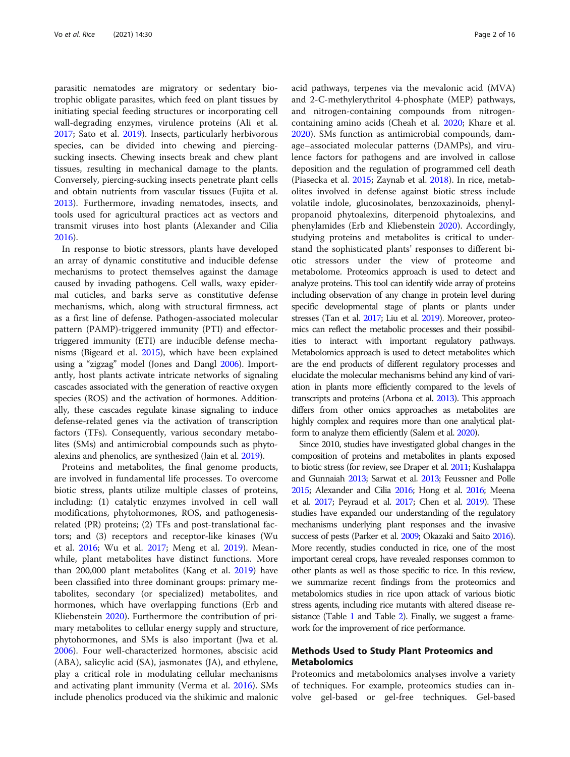parasitic nematodes are migratory or sedentary biotrophic obligate parasites, which feed on plant tissues by initiating special feeding structures or incorporating cell wall-degrading enzymes, virulence proteins (Ali et al. 2017; Sato et al. 2019). Insects, particularly herbivorous species, can be divided into chewing and piercing-sucking insects. Chewing insects break and chew plant tissues, resulting in mechanical damage to the plants. Conversely, piercing-sucking insects penetrate plant cells and obtain nutrients from vascular tissues (Fujita et al. 2013). Furthermore, invading nematodes, insects, and tools used for agricultural practices act as vectors and transmit viruses into host plants (Alexander and Cilia 2016).

In response to biotic stressors, plants have developed an array of dynamic constitutive and inducible defense mechanisms to protect themselves against the damage caused by invading pathogens. Cell walls, waxy epidermal cuticles, and barks serve as constitutive defense mechanisms, which, along with structural firmness, act as a first line of defense. Pathogen-associated molecular pattern (PAMP)-triggered immunity (PTI) and effector-triggered immunity (ETI) are inducible defense mechanisms (Bigeard et al. 2015), which have been explained using a "zigzag" model (Jones and Dangl 2006). Importantly, host plants activate intricate networks of signaling cascades associated with the generation of reactive oxygen species (ROS) and the activation of hormones. Additionally, these cascades regulate kinase signaling to induce defense-related genes via the activation of transcription factors (TFs). Consequently, various secondary metabolites (SMs) and antimicrobial compounds such as phytoalexins and phenolics, are synthesized (Jain et al. 2019).

Proteins and metabolites, the final genome products, are involved in fundamental life processes. To overcome biotic stress, plants utilize multiple classes of proteins, including: (1) catalytic enzymes involved in cell wall modifications, phytohormones, ROS, and pathogenesis-related (PR) proteins; (2) TFs and post-translational factors; and (3) receptors and receptor-like kinases (Wu et al. 2016; Wu et al. 2017; Meng et al. 2019). Meanwhile, plant metabolites have distinct functions. More than 200,000 plant metabolites (Kang et al. 2019) have been classified into three dominant groups: primary metabolites, secondary (or specialized) metabolites, and hormones, which have overlapping functions (Erb and Kliebenstein 2020). Furthermore the contribution of primary metabolites to cellular energy supply and structure, phytohormones, and SMs is also important (Jwa et al. 2006). Four well-characterized hormones, abscisic acid (ABA), salicylic acid (SA), jasmonates (JA), and ethylene, play a critical role in modulating cellular mechanisms and activating plant immunity (Verma et al. 2016). SMs include phenolics produced via the shikimic and malonic acid pathways, terpenes via the mevalonic acid (MVA) and 2-C-methylerythritol 4-phosphate (MEP) pathways, and nitrogen-containing compounds from nitrogen-containing amino acids (Cheah et al. 2020; Khare et al. 2020). SMs function as antimicrobial compounds, damage–associated molecular patterns (DAMPs), and virulence factors for pathogens and are involved in callose deposition and the regulation of programmed cell death (Piasecka et al. 2015; Zaynab et al. 2018). In rice, metabolites involved in defense against biotic stress include volatile indole, glucosinolates, benzoxazinoids, phenylpropanoid phytoalexins, diterpenoid phytoalexins, and phenylamides (Erb and Kliebenstein 2020). Accordingly, studying proteins and metabolites is critical to understand the sophisticated plants' responses to different biotic stressors under the view of proteome and metabolome. Proteomics approach is used to detect and analyze proteins. This tool can identify wide array of proteins including observation of any change in protein level during specific developmental stage of plants or plants under stresses (Tan et al. 2017; Liu et al. 2019). Moreover, proteomics can reflect the metabolic processes and their possibilities to interact with important regulatory pathways. Metabolomics approach is used to detect metabolites which are the end products of different regulatory processes and elucidate the molecular mechanisms behind any kind of variation in plants more efficiently compared to the levels of transcripts and proteins (Arbona et al. 2013). This approach differs from other omics approaches as metabolites are highly complex and requires more than one analytical platform to analyze them efficiently (Salem et al. 2020).

Since 2010, studies have investigated global changes in the composition of proteins and metabolites in plants exposed to biotic stress (for review, see Draper et al. 2011; Kushalappa and Gunnaiah 2013; Sarwat et al. 2013; Feussner and Polle 2015; Alexander and Cilia 2016; Hong et al. 2016; Meena et al. 2017; Peyraud et al. 2017; Chen et al. 2019). These studies have expanded our understanding of the regulatory mechanisms underlying plant responses and the invasive success of pests (Parker et al. 2009; Okazaki and Saito 2016). More recently, studies conducted in rice, one of the most important cereal crops, have revealed responses common to other plants as well as those specific to rice. In this review, we summarize recent findings from the proteomics and metabolomics studies in rice upon attack of various biotic stress agents, including rice mutants with altered disease resistance (Table 1 and Table 2). Finally, we suggest a framework for the improvement of rice performance.

## Methods Used to Study Plant Proteomics and Metabolomics

Proteomics and metabolomics analyses involve a variety of techniques. For example, proteomics studies can involve gel-based or gel-free techniques. Gel-based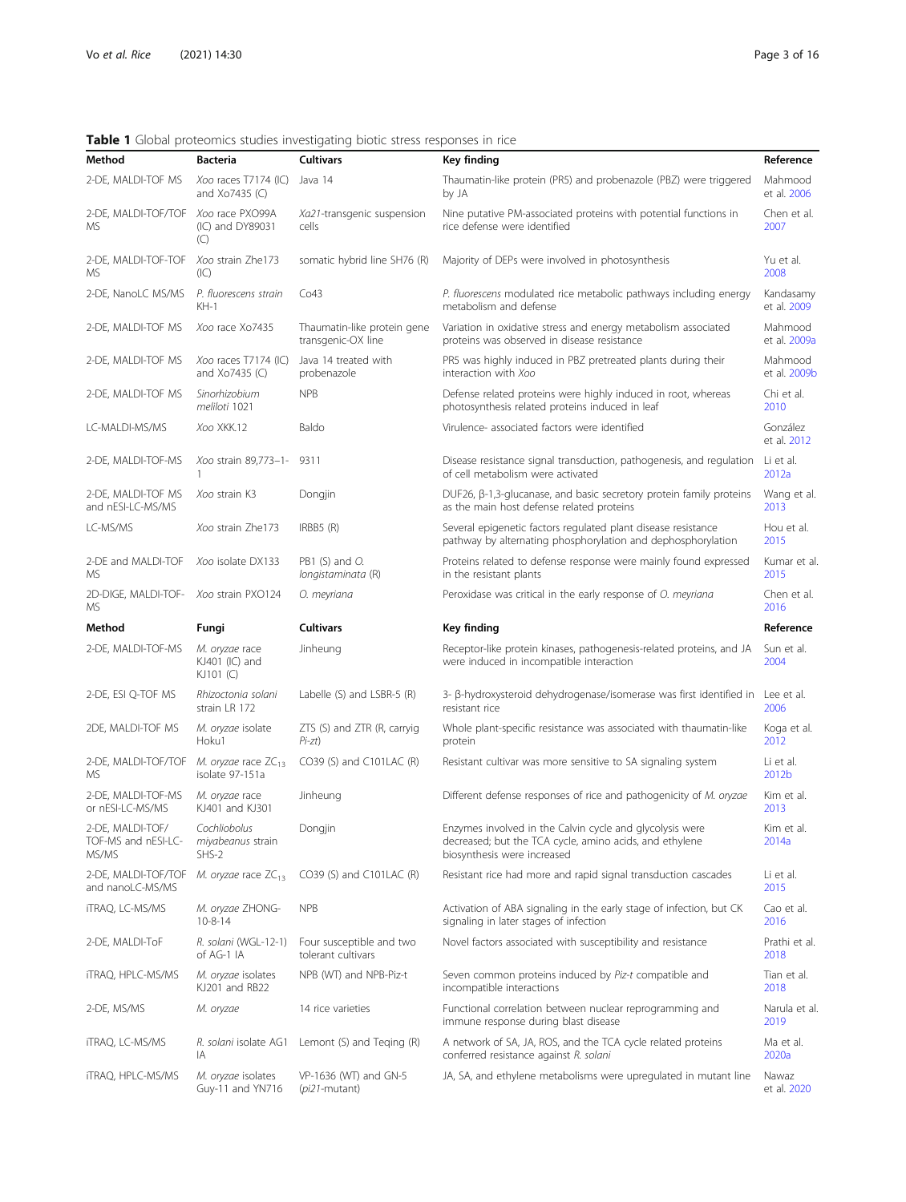**Table 1** Global proteomics studies investigating biotic stress responses in rice

| Method | Bacteria | Cultivars | Key finding | Reference |
|---|---|---|---|---|
| 2-DE, MALDI-TOF MS | *Xoo* races T7174 (IC) and Xo7435 (C) | Java 14 | Thaumatin-like protein (PR5) and probenazole (PBZ) were triggered by JA | Mahmood et al. 2006 |
| 2-DE, MALDI-TOF/TOF MS | *Xoo* race PXO99A (IC) and DY89031 (C) | *Xa21*-transgenic suspension cells | Nine putative PM-associated proteins with potential functions in rice defense were identified | Chen et al. 2007 |
| 2-DE, MALDI-TOF-TOF MS | *Xoo* strain Zhe173 (IC) | somatic hybrid line SH76 (R) | Majority of DEPs were involved in photosynthesis | Yu et al. 2008 |
| 2-DE, NanoLC MS/MS | *P. fluorescens* strain KH-1 | Co43 | *P. fluorescens* modulated rice metabolic pathways including energy metabolism and defense | Kandasamy et al. 2009 |
| 2-DE, MALDI-TOF MS | *Xoo* race Xo7435 | Thaumatin-like protein gene transgenic-OX line | Variation in oxidative stress and energy metabolism associated proteins was observed in disease resistance | Mahmood et al. 2009a |
| 2-DE, MALDI-TOF MS | *Xoo* races T7174 (IC) and Xo7435 (C) | Java 14 treated with probenazole | PR5 was highly induced in PBZ pretreated plants during their interaction with *Xoo* | Mahmood et al. 2009b |
| 2-DE, MALDI-TOF MS | *Sinorhizobium meliloti* 1021 | NPB | Defense related proteins were highly induced in root, whereas photosynthesis related proteins induced in leaf | Chi et al. 2010 |
| LC-MALDI-MS/MS | *Xoo* XKK.12 | Baldo | Virulence- associated factors were identified | González et al. 2012 |
| 2-DE, MALDI-TOF-MS | *Xoo* strain 89,773–1-1 | 9311 | Disease resistance signal transduction, pathogenesis, and regulation of cell metabolism were activated | Li et al. 2012a |
| 2-DE, MALDI-TOF MS and nESI-LC-MS/MS | *Xoo* strain K3 | Dongjin | DUF26, β-1,3-glucanase, and basic secretory protein family proteins as the main host defense related proteins | Wang et al. 2013 |
| LC-MS/MS | *Xoo* strain Zhe173 | IRBB5 (R) | Several epigenetic factors regulated plant disease resistance pathway by alternating phosphorylation and dephosphorylation | Hou et al. 2015 |
| 2-DE and MALDI-TOF MS | *Xoo* isolate DX133 | PB1 (S) and *O. longistaminata* (R) | Proteins related to defense response were mainly found expressed in the resistant plants | Kumar et al. 2015 |
| 2D-DIGE, MALDI-TOF-MS | *Xoo* strain PXO124 | *O. meyriana* | Peroxidase was critical in the early response of *O. meyriana* | Chen et al. 2016 |
| **Method** | **Fungi** | **Cultivars** | **Key finding** | **Reference** |
| 2-DE, MALDI-TOF-MS | *M. oryzae* race KJ401 (IC) and KJ101 (C) | Jinheung | Receptor-like protein kinases, pathogenesis-related proteins, and JA were induced in incompatible interaction | Sun et al. 2004 |
| 2-DE, ESI Q-TOF MS | *Rhizoctonia solani* strain LR 172 | Labelle (S) and LSBR-5 (R) | 3- β-hydroxysteroid dehydrogenase/isomerase was first identified in resistant rice | Lee et al. 2006 |
| 2DE, MALDI-TOF MS | *M. oryzae* isolate Hoku1 | ZTS (S) and ZTR (R, carryig *Pi-zt*) | Whole plant-specific resistance was associated with thaumatin-like protein | Koga et al. 2012 |
| 2-DE, MALDI-TOF/TOF MS | *M. oryzae* race $ZC_{13}$ isolate 97-151a | CO39 (S) and C101LAC (R) | Resistant cultivar was more sensitive to SA signaling system | Li et al. 2012b |
| 2-DE, MALDI-TOF-MS or nESI-LC-MS/MS | *M. oryzae* race KJ401 and KJ301 | Jinheung | Different defense responses of rice and pathogenicity of *M. oryzae* | Kim et al. 2013 |
| 2-DE, MALDI-TOF/TOF-MS and nESI-LC-MS/MS | *Cochliobolus miyabeanus* strain SHS-2 | Dongjin | Enzymes involved in the Calvin cycle and glycolysis were decreased; but the TCA cycle, amino acids, and ethylene biosynthesis were increased | Kim et al. 2014a |
| 2-DE, MALDI-TOF/TOF and nanoLC-MS/MS | *M. oryzae* race $ZC_{13}$ | CO39 (S) and C101LAC (R) | Resistant rice had more and rapid signal transduction cascades | Li et al. 2015 |
| iTRAQ, LC-MS/MS | *M. oryzae* ZHONG-10-8-14 | NPB | Activation of ABA signaling in the early stage of infection, but CK signaling in later stages of infection | Cao et al. 2016 |
| 2-DE, MALDI-ToF | *R. solani* (WGL-12-1) of AG-1 IA | Four susceptible and two tolerant cultivars | Novel factors associated with susceptibility and resistance | Prathi et al. 2018 |
| iTRAQ, HPLC-MS/MS | *M. oryzae* isolates KJ201 and RB22 | NPB (WT) and NPB-Piz-t | Seven common proteins induced by *Piz-t* compatible and incompatible interactions | Tian et al. 2018 |
| 2-DE, MS/MS | *M. oryzae* | 14 rice varieties | Functional correlation between nuclear reprogramming and immune response during blast disease | Narula et al. 2019 |
| iTRAQ, LC-MS/MS | *R. solani* isolate AG1 IA | Lemont (S) and Teqing (R) | A network of SA, JA, ROS, and the TCA cycle related proteins conferred resistance against *R. solani* | Ma et al. 2020a |
| iTRAQ, HPLC-MS/MS | *M. oryzae* isolates Guy-11 and YN716 | VP-1636 (WT) and GN-5 (*pi21*-mutant) | JA, SA, and ethylene metabolisms were upregulated in mutant line | Nawaz et al. 2020 |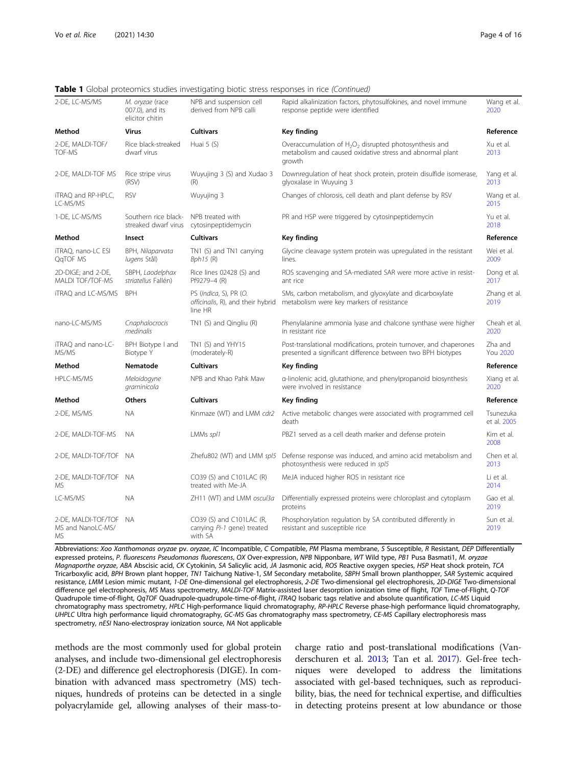**Table 1** Global proteomics studies investigating biotic stress responses in rice *(Continued)*

| | | | | |
|---|---|---|---|---|
| 2-DE, LC-MS/MS | *M. oryzae* (race 007.0), and its elicitor chitin | NPB and suspension cell derived from NPB calli | Rapid alkalinization factors, phytosulfokines, and novel immune response peptide were identified | Wang et al. 2020 |
| **Method** | **Virus** | **Cultivars** | **Key finding** | **Reference** |
| 2-DE, MALDI-TOF/TOF-MS | Rice black-streaked dwarf virus | Huai 5 (S) | Overaccumulation of $H_2O_2$ disrupted photosynthesis and metabolism and caused oxidative stress and abnormal plant growth | Xu et al. 2013 |
| 2-DE, MALDI-TOF MS | Rice stripe virus (RSV) | Wuyujing 3 (S) and Xudao 3 (R) | Downregulation of heat shock protein, protein disulfide isomerase, glyoxalase in Wuyujing 3 | Yang et al. 2013 |
| iTRAQ and RP-HPLC, LC-MS/MS | RSV | Wuyujing 3 | Changes of chlorosis, cell death and plant defense by RSV | Wang et al. 2015 |
| 1-DE, LC-MS/MS | Southern rice black-streaked dwarf virus | NPB treated with cytosinpeptidemycin | PR and HSP were triggered by cytosinpeptidemycin | Yu et al. 2018 |
| **Method** | **Insect** | **Cultivars** | **Key finding** | **Reference** |
| iTRAQ, nano-LC ESI QqTOF MS | BPH, *Nilaparvata lugens* Stål) | TN1 (S) and TN1 carrying *Bph15* (R) | Glycine cleavage system protein was upregulated in the resistant lines. | Wei et al. 2009 |
| 2D-DIGE; and 2-DE, MALDI TOF/TOF-MS | SBPH, *Laodelphax striatellus* Fallén) | Rice lines 02428 (S) and Pf9279–4 (R) | ROS scavenging and SA-mediated SAR were more active in resistant rice | Dong et al. 2017 |
| iTRAQ and LC-MS/MS | BPH | PS (*Indica*, S), PR (*O. officinalis*, R), and their hybrid line HR | SMs, carbon metabolism, and glyoxylate and dicarboxylate metabolism were key markers of resistance | Zhang et al. 2019 |
| nano-LC-MS/MS | *Cnaphalocrocis medinalis* | TN1 (S) and Qingliu (R) | Phenylalanine ammonia lyase and chalcone synthase were higher in resistant rice | Cheah et al. 2020 |
| iTRAQ and nano-LC-MS/MS | BPH Biotype I and Biotype Y | TN1 (S) and YHY15 (moderately-R) | Post-translational modifications, protein turnover, and chaperones presented a significant difference between two BPH biotypes | Zha and You 2020 |
| **Method** | **Nematode** | **Cultivars** | **Key finding** | **Reference** |
| HPLC-MS/MS | *Meloidogyne graminicola* | NPB and Khao Pahk Maw | α-linolenic acid, glutathione, and phenylpropanoid biosynthesis were involved in resistance | Xiang et al. 2020 |
| **Method** | **Others** | **Cultivars** | **Key finding** | **Reference** |
| 2-DE, MS/MS | NA | Kinmaze (WT) and LMM *cdr2* | Active metabolic changes were associated with programmed cell death | Tsunezuka et al. 2005 |
| 2-DE, MALDI-TOF-MS | NA | LMMs *spl1* | PBZ1 served as a cell death marker and defense protein | Kim et al. 2008 |
| 2-DE, MALDI-TOF/TOF | NA | Zhefu802 (WT) and LMM *spl5* | Defense response was induced, and amino acid metabolism and photosynthesis were reduced in *spl5* | Chen et al. 2013 |
| 2-DE, MALDI-TOF/TOF MS | NA | CO39 (S) and C101LAC (R) treated with Me-JA | MeJA induced higher ROS in resistant rice | Li et al. 2014 |
| LC-MS/MS | NA | ZH11 (WT) and LMM *oscul3a* | Differentially expressed proteins were chloroplast and cytoplasm proteins | Gao et al. 2019 |
| 2-DE, MALDI-TOF/TOF MS and NanoLC-MS/MS | NA | CO39 (S) and C101LAC (R, carrying *Pi-1* gene) treated with SA | Phosphorylation regulation by SA contributed differently in resistant and susceptible rice | Sun et al. 2019 |

Abbreviations: *Xoo Xanthomonas oryzae* pv. *oryzae*, *IC* Incompatible, *C* Compatible, *PM* Plasma membrane, *S* Susceptible, *R* Resistant, *DEP* Differentially expressed proteins, *P. fluorescens Pseudomonas fluorescens*, *OX* Over-expression, *NPB* Nipponbare, *WT* Wild type, *PB1* Pusa Basmati1, *M. oryzae Magnaporthe oryzae*, *ABA* Abscisic acid, *CK* Cytokinin, *SA* Salicylic acid, *JA* Jasmonic acid, *ROS* Reactive oxygen species, *HSP* Heat shock protein, *TCA* Tricarboxylic acid, *BPH* Brown plant hopper, *TN1* Taichung Native-1, *SM* Secondary metabolite, *SBPH* Small brown planthopper, *SAR* Systemic acquired resistance, *LMM* Lesion mimic mutant, *1-DE* One-dimensional gel electrophoresis, *2-DE* Two-dimensional gel electrophoresis, *2D-DIGE* Two-dimensional difference gel electrophoresis, *MS* Mass spectrometry, *MALDI-TOF* Matrix-assisted laser desorption ionization time of flight, *TOF* Time-of-Flight, *Q-TOF* Quadrupole time-of-flight, *QqTOF* Quadrupole-quadrupole-time-of-flight, *iTRAQ* Isobaric tags relative and absolute quantification, *LC-MS* Liquid chromatography mass spectrometry, *HPLC* High-performance liquid chromatography, *RP-HPLC* Reverse phase-high performance liquid chromatography, *UHPLC* Ultra high performance liquid chromatography, *GC-MS* Gas chromatography mass spectrometry, *CE-MS* Capillary electrophoresis mass spectrometry, *nESI* Nano-electrospray ionization source, *NA* Not applicable

methods are the most commonly used for global protein analyses, and include two-dimensional gel electrophoresis (2-DE) and difference gel electrophoresis (DIGE). In combination with advanced mass spectrometry (MS) techniques, hundreds of proteins can be detected in a single polyacrylamide gel, allowing analyses of their mass-to-charge ratio and post-translational modifications (Vanderschuren et al. 2013; Tan et al. 2017). Gel-free techniques were developed to address the limitations associated with gel-based techniques, such as reproducibility, bias, the need for technical expertise, and difficulties in detecting proteins present at low abundance or those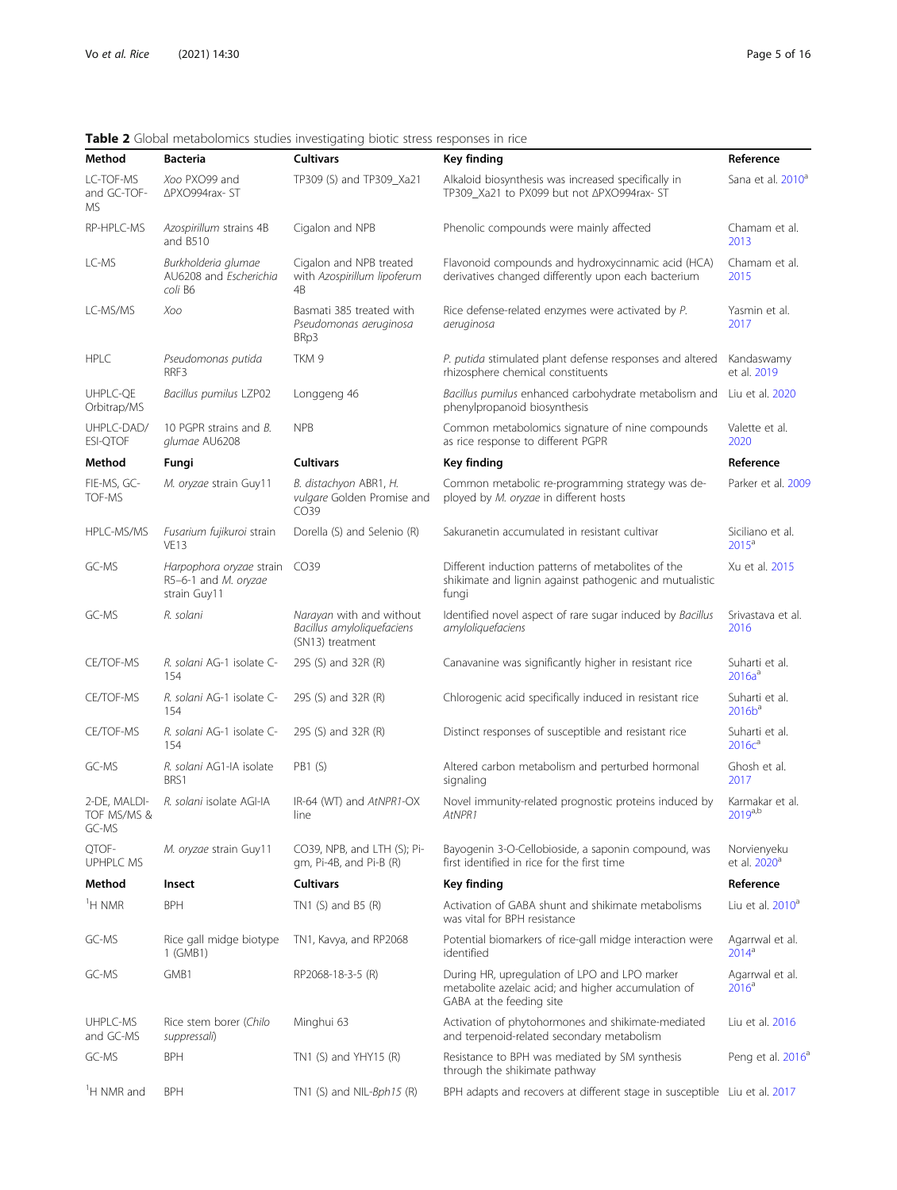**Table 2** Global metabolomics studies investigating biotic stress responses in rice

| Method | Bacteria | Cultivars | Key finding | Reference |
|---|---|---|---|---|
| LC-TOF-MS and GC-TOF-MS | *Xoo* PXO99 and ΔPXO994rax- ST | TP309 (S) and TP309_Xa21 | Alkaloid biosynthesis was increased specifically in TP309_Xa21 to PX099 but not ΔPXO994rax- ST | Sana et al. 2010[a] |
| RP-HPLC-MS | *Azospirillum* strains 4B and B510 | Cigalon and NPB | Phenolic compounds were mainly affected | Chamam et al. 2013 |
| LC-MS | *Burkholderia glumae* AU6208 and *Escherichia coli* B6 | Cigalon and NPB treated with *Azospirillum lipoferum* 4B | Flavonoid compounds and hydroxycinnamic acid (HCA) derivatives changed differently upon each bacterium | Chamam et al. 2015 |
| LC-MS/MS | *Xoo* | Basmati 385 treated with *Pseudomonas aeruginosa* BRp3 | Rice defense-related enzymes were activated by *P. aeruginosa* | Yasmin et al. 2017 |
| HPLC | *Pseudomonas putida* RRF3 | TKM 9 | *P. putida* stimulated plant defense responses and altered rhizosphere chemical constituents | Kandaswamy et al. 2019 |
| UHPLC-QE Orbitrap/MS | *Bacillus pumilus* LZP02 | Longgeng 46 | *Bacillus pumilus* enhanced carbohydrate metabolism and phenylpropanoid biosynthesis | Liu et al. 2020 |
| UHPLC-DAD/ESI-QTOF | 10 PGPR strains and *B. glumae* AU6208 | NPB | Common metabolomics signature of nine compounds as rice response to different PGPR | Valette et al. 2020 |
| **Method** | **Fungi** | **Cultivars** | **Key finding** | **Reference** |
| FIE-MS, GC-TOF-MS | *M. oryzae* strain Guy11 | *B. distachyon* ABR1, *H. vulgare* Golden Promise and CO39 | Common metabolic re-programming strategy was deployed by *M. oryzae* in different hosts | Parker et al. 2009 |
| HPLC-MS/MS | *Fusarium fujikuroi* strain VE13 | Dorella (S) and Selenio (R) | Sakuranetin accumulated in resistant cultivar | Siciliano et al. 2015[a] |
| GC-MS | *Harpophora oryzae* strain R5–6-1 and *M. oryzae* strain Guy11 | CO39 | Different induction patterns of metabolites of the shikimate and lignin against pathogenic and mutualistic fungi | Xu et al. 2015 |
| GC-MS | *R. solani* | *Narayan* with and without *Bacillus amyloliquefaciens* (SN13) treatment | Identified novel aspect of rare sugar induced by *Bacillus amyloliquefaciens* | Srivastava et al. 2016 |
| CE/TOF-MS | *R. solani* AG-1 isolate C-154 | 29S (S) and 32R (R) | Canavanine was significantly higher in resistant rice | Suharti et al. 2016a[a] |
| CE/TOF-MS | *R. solani* AG-1 isolate C-154 | 29S (S) and 32R (R) | Chlorogenic acid specifically induced in resistant rice | Suharti et al. 2016b[a] |
| CE/TOF-MS | *R. solani* AG-1 isolate C-154 | 29S (S) and 32R (R) | Distinct responses of susceptible and resistant rice | Suharti et al. 2016c[a] |
| GC-MS | *R. solani* AG1-IA isolate BRS1 | PB1 (S) | Altered carbon metabolism and perturbed hormonal signaling | Ghosh et al. 2017 |
| 2-DE, MALDI-TOF MS/MS & GC-MS | *R. solani* isolate AGI-IA | IR-64 (WT) and *AtNPR1*-OX line | Novel immunity-related prognostic proteins induced by *AtNPR1* | Karmakar et al. 2019[a,b] |
| QTOF-UPHPLC MS | *M. oryzae* strain Guy11 | CO39, NPB, and LTH (S); Pi-gm, Pi-4B, and Pi-B (R) | Bayogenin 3-O-Cellobioside, a saponin compound, was first identified in rice for the first time | Norvienyeku et al. 2020[a] |
| **Method** | **Insect** | **Cultivars** | **Key finding** | **Reference** |
| $^{1}$H NMR | BPH | TN1 (S) and B5 (R) | Activation of GABA shunt and shikimate metabolisms was vital for BPH resistance | Liu et al. 2010[a] |
| GC-MS | Rice gall midge biotype 1 (GMB1) | TN1, Kavya, and RP2068 | Potential biomarkers of rice-gall midge interaction were identified | Agarrwal et al. 2014[a] |
| GC-MS | GMB1 | RP2068-18-3-5 (R) | During HR, upregulation of LPO and LPO marker metabolite azelaic acid; and higher accumulation of GABA at the feeding site | Agarrwal et al. 2016[a] |
| UHPLC-MS and GC-MS | Rice stem borer (*Chilo suppressali*) | Minghui 63 | Activation of phytohormones and shikimate-mediated and terpenoid-related secondary metabolism | Liu et al. 2016 |
| GC-MS | BPH | TN1 (S) and YHY15 (R) | Resistance to BPH was mediated by SM synthesis through the shikimate pathway | Peng et al. 2016[a] |
| $^{1}$H NMR and | BPH | TN1 (S) and NIL-*Bph15* (R) | BPH adapts and recovers at different stage in susceptible | Liu et al. 2017 |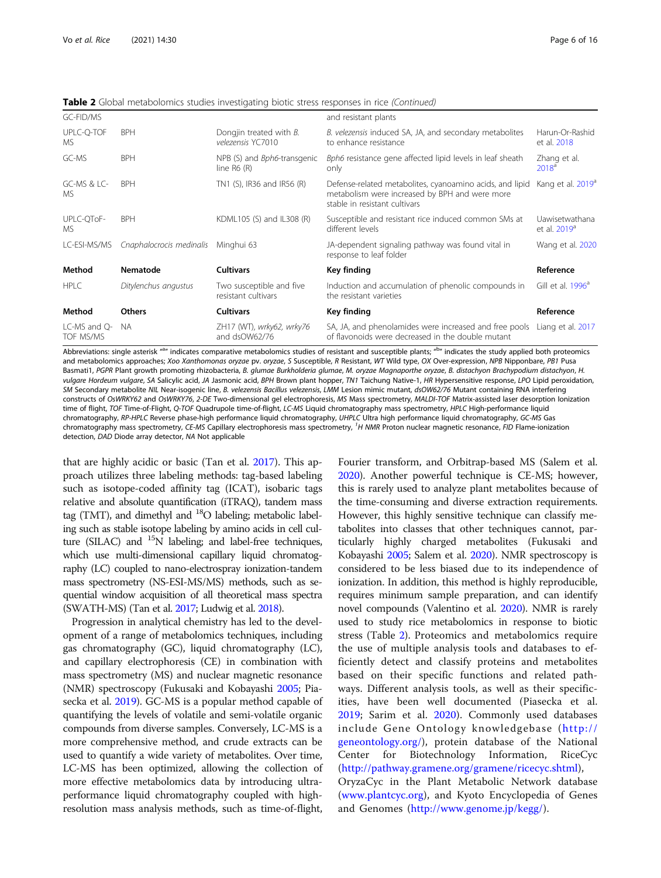**Table 2** Global metabolomics studies investigating biotic stress responses in rice *(Continued)*

| GC-FID/MS | | | and resistant plants | |
|---|---|---|---|---|
| UPLC-Q-TOF MS | BPH | Dongjin treated with *B. velezensis* YC7010 | *B. velezensis* induced SA, JA, and secondary metabolites to enhance resistance | Harun-Or-Rashid et al. 2018 |
| GC-MS | BPH | NPB (S) and *Bph6*-transgenic line R6 (R) | *Bph6* resistance gene affected lipid levels in leaf sheath only | Zhang et al. 2018[a] |
| GC-MS & LC-MS | BPH | TN1 (S), IR36 and IR56 (R) | Defense-related metabolites, cyanoamino acids, and lipid metabolism were increased by BPH and were more stable in resistant cultivars | Kang et al. 2019[a] |
| UPLC-QToF-MS | BPH | KDML105 (S) and IL308 (R) | Susceptible and resistant rice induced common SMs at different levels | Uawisetwathana et al. 2019[a] |
| LC-ESI-MS/MS | *Cnaphalocrocis medinalis* | Minghui 63 | JA-dependent signaling pathway was found vital in response to leaf folder | Wang et al. 2020 |
| **Method** | **Nematode** | **Cultivars** | **Key finding** | **Reference** |
| HPLC | *Ditylenchus angustus* | Two susceptible and five resistant cultivars | Induction and accumulation of phenolic compounds in the resistant varieties | Gill et al. 1996[a] |
| **Method** | **Others** | **Cultivars** | **Key finding** | **Reference** |
| LC-MS and Q-TOF MS/MS | NA | ZH17 (WT), *wrky62*, *wrky76* and dsOW62/76 | SA, JA, and phenolamides were increased and free pools of flavonoids were decreased in the double mutant | Liang et al. 2017 |

Abbreviations: single asterisk "[a]" indicates comparative metabolomics studies of resistant and susceptible plants; "[b]" indicates the study applied both proteomics and metabolomics approaches; *Xoo Xanthomonas oryzae* pv. *oryzae*, *S* Susceptible, *R* Resistant, *WT* Wild type, *OX* Over-expression, *NPB* Nipponbare, *PB1* Pusa Basmati1, *PGPR* Plant growth promoting rhizobacteria, *B. glumae Burkholderia glumae*, *M. oryzae Magnaporthe oryzae*, *B. distachyon Brachypodium distachyon*, *H. vulgare Hordeum vulgare*, *SA* Salicylic acid, *JA* Jasmonic acid, *BPH* Brown plant hopper, *TN1* Taichung Native-1, *HR* Hypersensitive response, *LPO* Lipid peroxidation, *SM* Secondary metabolite *NIL* Near-isogenic line, *B. velezensis Bacillus velezensis*, *LMM* Lesion mimic mutant, *dsOW62/76* Mutant containing RNA interfering constructs of *OsWRKY62* and *OsWRKY76*, *2-DE* Two-dimensional gel electrophoresis, *MS* Mass spectrometry, *MALDI-TOF* Matrix-assisted laser desorption Ionization time of flight, *TOF* Time-of-Flight, *Q-TOF* Quadrupole time-of-flight, *LC-MS* Liquid chromatography mass spectrometry, *HPLC* High-performance liquid chromatography, *RP-HPLC* Reverse phase-high performance liquid chromatography, *UHPLC* Ultra high performance liquid chromatography, *GC-MS* Gas chromatography mass spectrometry, *CE-MS* Capillary electrophoresis mass spectrometry, *[1]H NMR* Proton nuclear magnetic resonance, *FID* Flame-ionization detection, *DAD* Diode array detector, *NA* Not applicable

that are highly acidic or basic (Tan et al. 2017). This approach utilizes three labeling methods: tag-based labeling such as isotope-coded affinity tag (ICAT), isobaric tags relative and absolute quantification (iTRAQ), tandem mass tag (TMT), and dimethyl and $^{18}O$ labeling; metabolic labeling such as stable isotope labeling by amino acids in cell culture (SILAC) and $^{15}N$ labeling; and label-free techniques, which use multi-dimensional capillary liquid chromatography (LC) coupled to nano-electrospray ionization-tandem mass spectrometry (NS-ESI-MS/MS) methods, such as sequential window acquisition of all theoretical mass spectra (SWATH-MS) (Tan et al. 2017; Ludwig et al. 2018).

Progression in analytical chemistry has led to the development of a range of metabolomics techniques, including gas chromatography (GC), liquid chromatography (LC), and capillary electrophoresis (CE) in combination with mass spectrometry (MS) and nuclear magnetic resonance (NMR) spectroscopy (Fukusaki and Kobayashi 2005; Piasecka et al. 2019). GC-MS is a popular method capable of quantifying the levels of volatile and semi-volatile organic compounds from diverse samples. Conversely, LC-MS is a more comprehensive method, and crude extracts can be used to quantify a wide variety of metabolites. Over time, LC-MS has been optimized, allowing the collection of more effective metabolomics data by introducing ultra-performance liquid chromatography coupled with high-resolution mass analysis methods, such as time-of-flight, Fourier transform, and Orbitrap-based MS (Salem et al. 2020). Another powerful technique is CE-MS; however, this is rarely used to analyze plant metabolites because of the time-consuming and diverse extraction requirements. However, this highly sensitive technique can classify metabolites into classes that other techniques cannot, particularly highly charged metabolites (Fukusaki and Kobayashi 2005; Salem et al. 2020). NMR spectroscopy is considered to be less biased due to its independence of ionization. In addition, this method is highly reproducible, requires minimum sample preparation, and can identify novel compounds (Valentino et al. 2020). NMR is rarely used to study rice metabolomics in response to biotic stress (Table 2). Proteomics and metabolomics require the use of multiple analysis tools and databases to efficiently detect and classify proteins and metabolites based on their specific functions and related pathways. Different analysis tools, as well as their specificities, have been well documented (Piasecka et al. 2019; Sarim et al. 2020). Commonly used databases include Gene Ontology knowledgebase (http://geneontology.org/), protein database of the National Center for Biotechnology Information, RiceCyc (http://pathway.gramene.org/gramene/ricecyc.shtml), OryzaCyc in the Plant Metabolic Network database (www.plantcyc.org), and Kyoto Encyclopedia of Genes and Genomes (http://www.genome.jp/kegg/).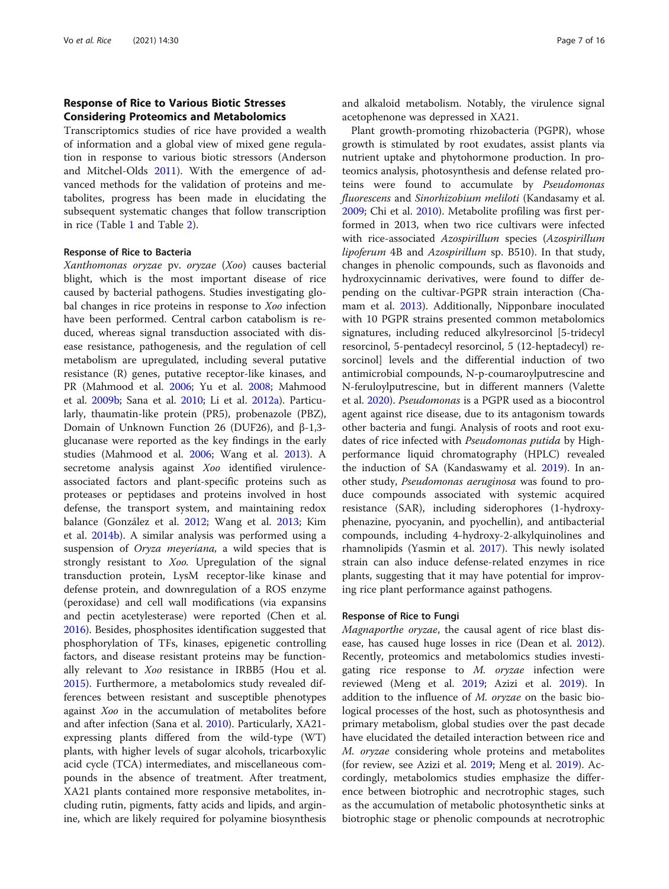## Response of Rice to Various Biotic Stresses Considering Proteomics and Metabolomics

Transcriptomics studies of rice have provided a wealth of information and a global view of mixed gene regulation in response to various biotic stressors (Anderson and Mitchel-Olds 2011). With the emergence of advanced methods for the validation of proteins and metabolites, progress has been made in elucidating the subsequent systematic changes that follow transcription in rice (Table 1 and Table 2).

### Response of Rice to Bacteria

*Xanthomonas oryzae* pv. *oryzae* (*Xoo*) causes bacterial blight, which is the most important disease of rice caused by bacterial pathogens. Studies investigating global changes in rice proteins in response to *Xoo* infection have been performed. Central carbon catabolism is reduced, whereas signal transduction associated with disease resistance, pathogenesis, and the regulation of cell metabolism are upregulated, including several putative resistance (R) genes, putative receptor-like kinases, and PR (Mahmood et al. 2006; Yu et al. 2008; Mahmood et al. 2009b; Sana et al. 2010; Li et al. 2012a). Particularly, thaumatin-like protein (PR5), probenazole (PBZ), Domain of Unknown Function 26 (DUF26), and β-1,3-glucanase were reported as the key findings in the early studies (Mahmood et al. 2006; Wang et al. 2013). A secretome analysis against *Xoo* identified virulence-associated factors and plant-specific proteins such as proteases or peptidases and proteins involved in host defense, the transport system, and maintaining redox balance (González et al. 2012; Wang et al. 2013; Kim et al. 2014b). A similar analysis was performed using a suspension of *Oryza meyeriana,* a wild species that is strongly resistant to *Xoo.* Upregulation of the signal transduction protein, LysM receptor-like kinase and defense protein, and downregulation of a ROS enzyme (peroxidase) and cell wall modifications (via expansins and pectin acetylesterase) were reported (Chen et al. 2016). Besides, phosphosites identification suggested that phosphorylation of TFs, kinases, epigenetic controlling factors, and disease resistant proteins may be functionally relevant to *Xoo* resistance in IRBB5 (Hou et al. 2015). Furthermore, a metabolomics study revealed differences between resistant and susceptible phenotypes against *Xoo* in the accumulation of metabolites before and after infection (Sana et al. 2010). Particularly, XA21-expressing plants differed from the wild-type (WT) plants, with higher levels of sugar alcohols, tricarboxylic acid cycle (TCA) intermediates, and miscellaneous compounds in the absence of treatment. After treatment, XA21 plants contained more responsive metabolites, including rutin, pigments, fatty acids and lipids, and arginine, which are likely required for polyamine biosynthesis and alkaloid metabolism. Notably, the virulence signal acetophenone was depressed in XA21.

Plant growth-promoting rhizobacteria (PGPR), whose growth is stimulated by root exudates, assist plants via nutrient uptake and phytohormone production. In proteomics analysis, photosynthesis and defense related proteins were found to accumulate by *Pseudomonas fluorescens* and *Sinorhizobium meliloti* (Kandasamy et al. 2009; Chi et al. 2010). Metabolite profiling was first performed in 2013, when two rice cultivars were infected with rice-associated *Azospirillum* species (*Azospirillum lipoferum* 4B and *Azospirillum* sp. B510). In that study, changes in phenolic compounds, such as flavonoids and hydroxycinnamic derivatives, were found to differ depending on the cultivar-PGPR strain interaction (Chamam et al. 2013). Additionally, Nipponbare inoculated with 10 PGPR strains presented common metabolomics signatures, including reduced alkylresorcinol [5-tridecyl resorcinol, 5-pentadecyl resorcinol, 5 (12-heptadecyl) resorcinol] levels and the differential induction of two antimicrobial compounds, N-p-coumaroylputrescine and N-feruloylputrescine, but in different manners (Valette et al. 2020). *Pseudomonas* is a PGPR used as a biocontrol agent against rice disease, due to its antagonism towards other bacteria and fungi. Analysis of roots and root exudates of rice infected with *Pseudomonas putida* by High-performance liquid chromatography (HPLC) revealed the induction of SA (Kandaswamy et al. 2019). In another study, *Pseudomonas aeruginosa* was found to produce compounds associated with systemic acquired resistance (SAR), including siderophores (1-hydroxyphenazine, pyocyanin, and pyochellin), and antibacterial compounds, including 4-hydroxy-2-alkylquinolines and rhamnolipids (Yasmin et al. 2017). This newly isolated strain can also induce defense-related enzymes in rice plants, suggesting that it may have potential for improving rice plant performance against pathogens.

### Response of Rice to Fungi

*Magnaporthe oryzae*, the causal agent of rice blast disease, has caused huge losses in rice (Dean et al. 2012). Recently, proteomics and metabolomics studies investigating rice response to *M. oryzae* infection were reviewed (Meng et al. 2019; Azizi et al. 2019). In addition to the influence of *M. oryzae* on the basic biological processes of the host, such as photosynthesis and primary metabolism, global studies over the past decade have elucidated the detailed interaction between rice and *M. oryzae* considering whole proteins and metabolites (for review, see Azizi et al. 2019; Meng et al. 2019). Accordingly, metabolomics studies emphasize the difference between biotrophic and necrotrophic stages, such as the accumulation of metabolic photosynthetic sinks at biotrophic stage or phenolic compounds at necrotrophic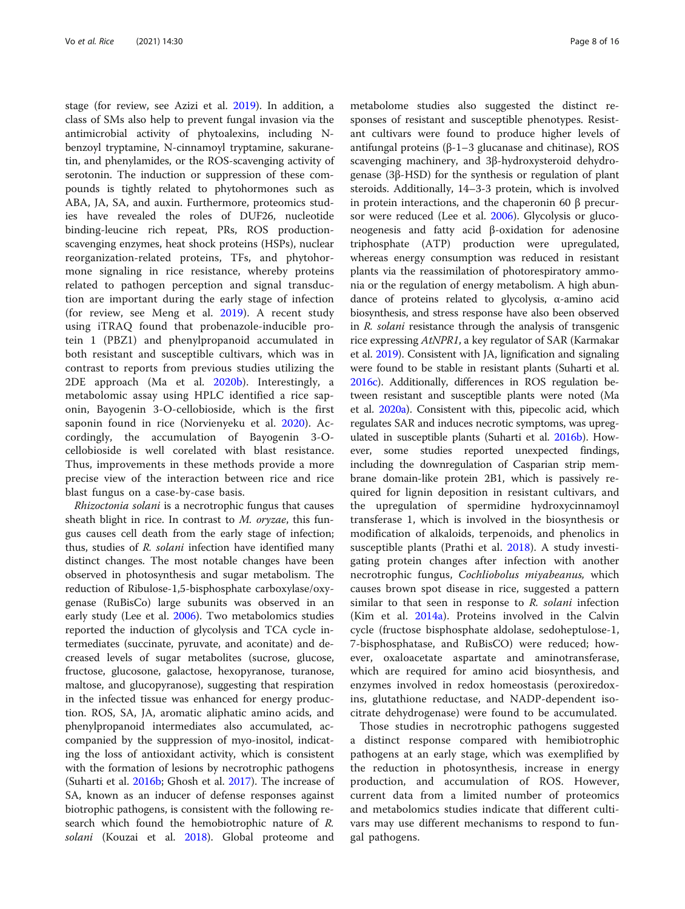stage (for review, see Azizi et al. 2019). In addition, a class of SMs also help to prevent fungal invasion via the antimicrobial activity of phytoalexins, including N-benzoyl tryptamine, N-cinnamoyl tryptamine, sakuranetin, and phenylamides, or the ROS-scavenging activity of serotonin. The induction or suppression of these compounds is tightly related to phytohormones such as ABA, JA, SA, and auxin. Furthermore, proteomics studies have revealed the roles of DUF26, nucleotide binding-leucine rich repeat, PRs, ROS production-scavenging enzymes, heat shock proteins (HSPs), nuclear reorganization-related proteins, TFs, and phytohormone signaling in rice resistance, whereby proteins related to pathogen perception and signal transduction are important during the early stage of infection (for review, see Meng et al. 2019). A recent study using iTRAQ found that probenazole-inducible protein 1 (PBZ1) and phenylpropanoid accumulated in both resistant and susceptible cultivars, which was in contrast to reports from previous studies utilizing the 2DE approach (Ma et al. 2020b). Interestingly, a metabolomic assay using HPLC identified a rice saponin, Bayogenin 3-O-cellobioside, which is the first saponin found in rice (Norvienyeku et al. 2020). Accordingly, the accumulation of Bayogenin 3-O-cellobioside is well corelated with blast resistance. Thus, improvements in these methods provide a more precise view of the interaction between rice and rice blast fungus on a case-by-case basis.

*Rhizoctonia solani* is a necrotrophic fungus that causes sheath blight in rice. In contrast to *M. oryzae*, this fungus causes cell death from the early stage of infection; thus, studies of *R. solani* infection have identified many distinct changes. The most notable changes have been observed in photosynthesis and sugar metabolism. The reduction of Ribulose-1,5-bisphosphate carboxylase/oxygenase (RuBisCo) large subunits was observed in an early study (Lee et al. 2006). Two metabolomics studies reported the induction of glycolysis and TCA cycle intermediates (succinate, pyruvate, and aconitate) and decreased levels of sugar metabolites (sucrose, glucose, fructose, glucosone, galactose, hexopyranose, turanose, maltose, and glucopyranose), suggesting that respiration in the infected tissue was enhanced for energy production. ROS, SA, JA, aromatic aliphatic amino acids, and phenylpropanoid intermediates also accumulated, accompanied by the suppression of myo-inositol, indicating the loss of antioxidant activity, which is consistent with the formation of lesions by necrotrophic pathogens (Suharti et al. 2016b; Ghosh et al. 2017). The increase of SA, known as an inducer of defense responses against biotrophic pathogens, is consistent with the following research which found the hemobiotrophic nature of *R. solani* (Kouzai et al. 2018). Global proteome and metabolome studies also suggested the distinct responses of resistant and susceptible phenotypes. Resistant cultivars were found to produce higher levels of antifungal proteins (β-1–3 glucanase and chitinase), ROS scavenging machinery, and 3β-hydroxysteroid dehydrogenase (3β-HSD) for the synthesis or regulation of plant steroids. Additionally, 14–3-3 protein, which is involved in protein interactions, and the chaperonin 60 β precursor were reduced (Lee et al. 2006). Glycolysis or gluconeogenesis and fatty acid β-oxidation for adenosine triphosphate (ATP) production were upregulated, whereas energy consumption was reduced in resistant plants via the reassimilation of photorespiratory ammonia or the regulation of energy metabolism. A high abundance of proteins related to glycolysis, α-amino acid biosynthesis, and stress response have also been observed in *R. solani* resistance through the analysis of transgenic rice expressing *AtNPR1*, a key regulator of SAR (Karmakar et al. 2019). Consistent with JA, lignification and signaling were found to be stable in resistant plants (Suharti et al. 2016c). Additionally, differences in ROS regulation between resistant and susceptible plants were noted (Ma et al. 2020a). Consistent with this, pipecolic acid, which regulates SAR and induces necrotic symptoms, was upregulated in susceptible plants (Suharti et al. 2016b). However, some studies reported unexpected findings, including the downregulation of Casparian strip membrane domain-like protein 2B1, which is passively required for lignin deposition in resistant cultivars, and the upregulation of spermidine hydroxycinnamoyl transferase 1, which is involved in the biosynthesis or modification of alkaloids, terpenoids, and phenolics in susceptible plants (Prathi et al. 2018). A study investigating protein changes after infection with another necrotrophic fungus, *Cochliobolus miyabeanus,* which causes brown spot disease in rice, suggested a pattern similar to that seen in response to *R. solani* infection (Kim et al. 2014a). Proteins involved in the Calvin cycle (fructose bisphosphate aldolase, sedoheptulose-1, 7-bisphosphatase, and RuBisCO) were reduced; however, oxaloacetate aspartate and aminotransferase, which are required for amino acid biosynthesis, and enzymes involved in redox homeostasis (peroxiredoxins, glutathione reductase, and NADP-dependent isocitrate dehydrogenase) were found to be accumulated.

Those studies in necrotrophic pathogens suggested a distinct response compared with hemibiotrophic pathogens at an early stage, which was exemplified by the reduction in photosynthesis, increase in energy production, and accumulation of ROS. However, current data from a limited number of proteomics and metabolomics studies indicate that different cultivars may use different mechanisms to respond to fungal pathogens.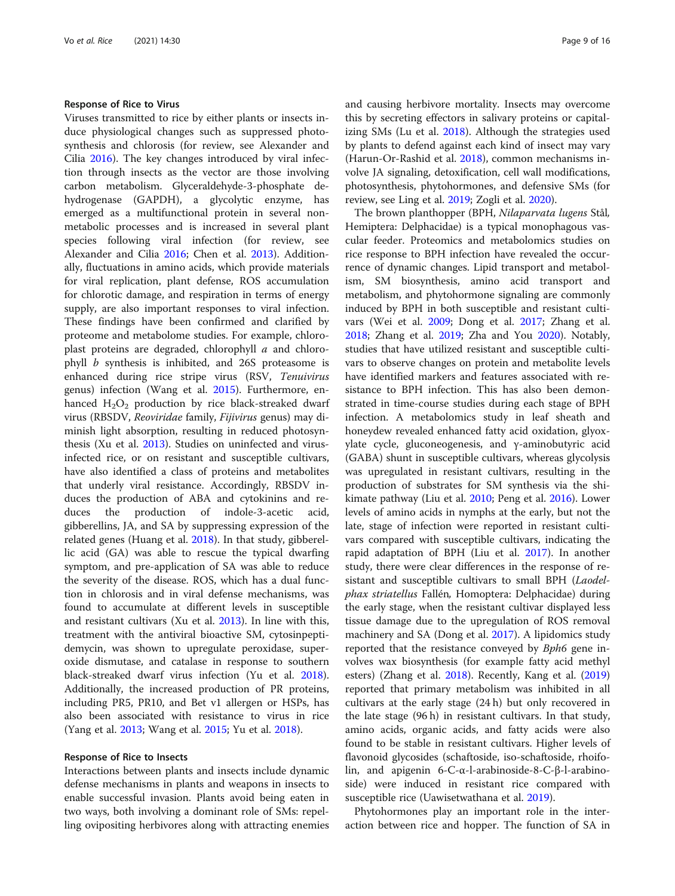### Response of Rice to Virus

Viruses transmitted to rice by either plants or insects induce physiological changes such as suppressed photosynthesis and chlorosis (for review, see Alexander and Cilia 2016). The key changes introduced by viral infection through insects as the vector are those involving carbon metabolism. Glyceraldehyde-3-phosphate dehydrogenase (GAPDH), a glycolytic enzyme, has emerged as a multifunctional protein in several nonmetabolic processes and is increased in several plant species following viral infection (for review, see Alexander and Cilia 2016; Chen et al. 2013). Additionally, fluctuations in amino acids, which provide materials for viral replication, plant defense, ROS accumulation for chlorotic damage, and respiration in terms of energy supply, are also important responses to viral infection. These findings have been confirmed and clarified by proteome and metabolome studies. For example, chloroplast proteins are degraded, chlorophyll *a* and chlorophyll *b* synthesis is inhibited, and 26S proteasome is enhanced during rice stripe virus (RSV, *Tenuivirus* genus) infection (Wang et al. 2015). Furthermore, enhanced $H_2O_2$ production by rice black-streaked dwarf virus (RBSDV, *Reoviridae* family, *Fijivirus* genus) may diminish light absorption, resulting in reduced photosynthesis (Xu et al. 2013). Studies on uninfected and virus-infected rice, or on resistant and susceptible cultivars, have also identified a class of proteins and metabolites that underly viral resistance. Accordingly, RBSDV induces the production of ABA and cytokinins and reduces the production of indole-3-acetic acid, gibberellins, JA, and SA by suppressing expression of the related genes (Huang et al. 2018). In that study, gibberellic acid (GA) was able to rescue the typical dwarfing symptom, and pre-application of SA was able to reduce the severity of the disease. ROS, which has a dual function in chlorosis and in viral defense mechanisms, was found to accumulate at different levels in susceptible and resistant cultivars (Xu et al. 2013). In line with this, treatment with the antiviral bioactive SM, cytosinpeptidemycin, was shown to upregulate peroxidase, superoxide dismutase, and catalase in response to southern black-streaked dwarf virus infection (Yu et al. 2018). Additionally, the increased production of PR proteins, including PR5, PR10, and Bet v1 allergen or HSPs, has also been associated with resistance to virus in rice (Yang et al. 2013; Wang et al. 2015; Yu et al. 2018).

### Response of Rice to Insects

Interactions between plants and insects include dynamic defense mechanisms in plants and weapons in insects to enable successful invasion. Plants avoid being eaten in two ways, both involving a dominant role of SMs: repelling ovipositing herbivores along with attracting enemies and causing herbivore mortality. Insects may overcome this by secreting effectors in salivary proteins or capitalizing SMs (Lu et al. 2018). Although the strategies used by plants to defend against each kind of insect may vary (Harun-Or-Rashid et al. 2018), common mechanisms involve JA signaling, detoxification, cell wall modifications, photosynthesis, phytohormones, and defensive SMs (for review, see Ling et al. 2019; Zogli et al. 2020).

The brown planthopper (BPH, *Nilaparvata lugens* Stål, Hemiptera: Delphacidae) is a typical monophagous vascular feeder. Proteomics and metabolomics studies on rice response to BPH infection have revealed the occurrence of dynamic changes. Lipid transport and metabolism, SM biosynthesis, amino acid transport and metabolism, and phytohormone signaling are commonly induced by BPH in both susceptible and resistant cultivars (Wei et al. 2009; Dong et al. 2017; Zhang et al. 2018; Zhang et al. 2019; Zha and You 2020). Notably, studies that have utilized resistant and susceptible cultivars to observe changes on protein and metabolite levels have identified markers and features associated with resistance to BPH infection. This has also been demonstrated in time-course studies during each stage of BPH infection. A metabolomics study in leaf sheath and honeydew revealed enhanced fatty acid oxidation, glyoxylate cycle, gluconeogenesis, and γ-aminobutyric acid (GABA) shunt in susceptible cultivars, whereas glycolysis was upregulated in resistant cultivars, resulting in the production of substrates for SM synthesis via the shikimate pathway (Liu et al. 2010; Peng et al. 2016). Lower levels of amino acids in nymphs at the early, but not the late, stage of infection were reported in resistant cultivars compared with susceptible cultivars, indicating the rapid adaptation of BPH (Liu et al. 2017). In another study, there were clear differences in the response of resistant and susceptible cultivars to small BPH (*Laodelphax striatellus* Fallén, Homoptera: Delphacidae) during the early stage, when the resistant cultivar displayed less tissue damage due to the upregulation of ROS removal machinery and SA (Dong et al. 2017). A lipidomics study reported that the resistance conveyed by *Bph6* gene involves wax biosynthesis (for example fatty acid methyl esters) (Zhang et al. 2018). Recently, Kang et al. (2019) reported that primary metabolism was inhibited in all cultivars at the early stage (24 h) but only recovered in the late stage (96 h) in resistant cultivars. In that study, amino acids, organic acids, and fatty acids were also found to be stable in resistant cultivars. Higher levels of flavonoid glycosides (schaftoside, iso-schaftoside, rhoifolin, and apigenin 6-C-α-l-arabinoside-8-C-β-l-arabinoside) were induced in resistant rice compared with susceptible rice (Uawisetwathana et al. 2019).

Phytohormones play an important role in the interaction between rice and hopper. The function of SA in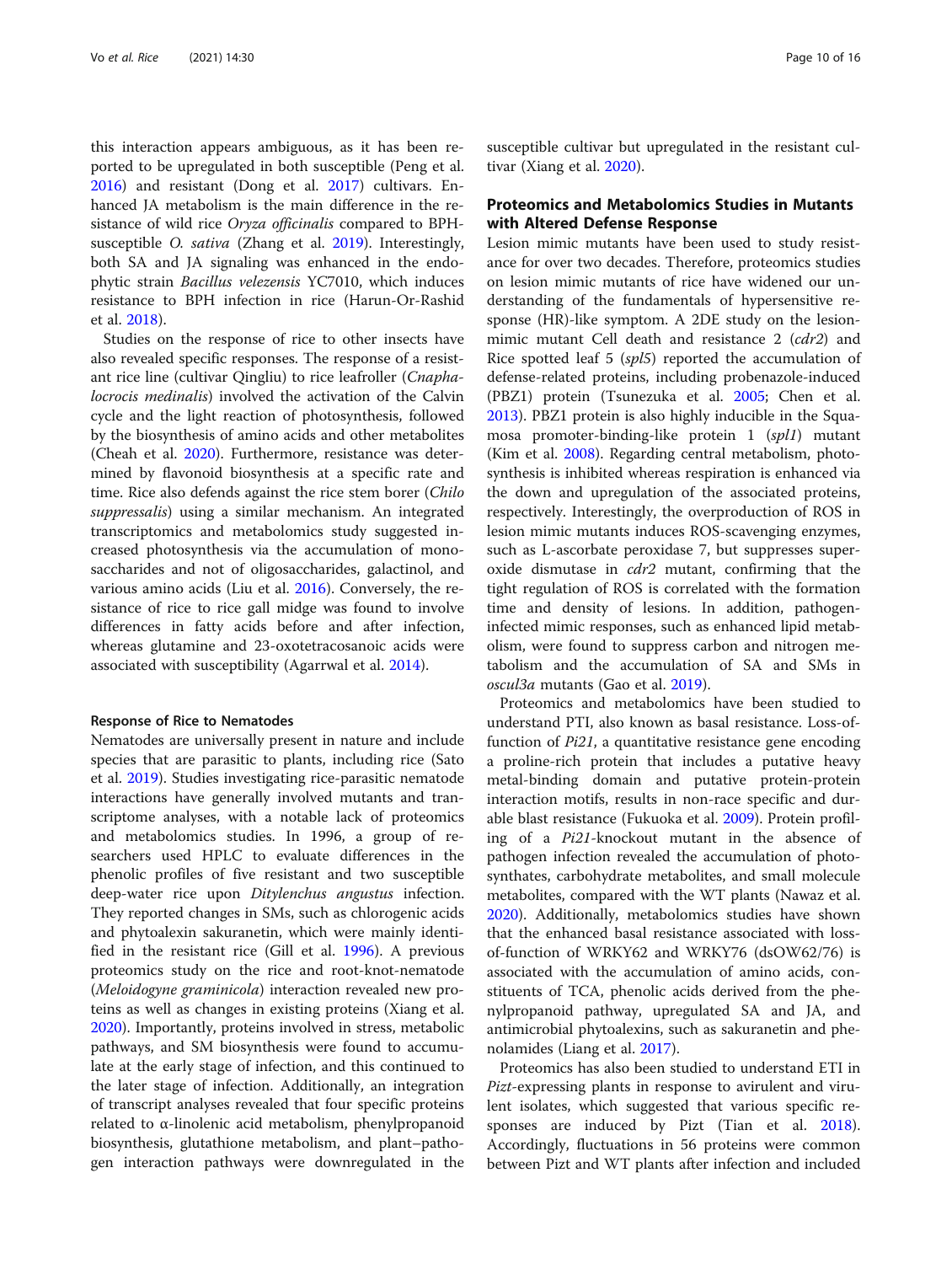this interaction appears ambiguous, as it has been reported to be upregulated in both susceptible (Peng et al. 2016) and resistant (Dong et al. 2017) cultivars. Enhanced JA metabolism is the main difference in the resistance of wild rice *Oryza officinalis* compared to BPH-susceptible *O. sativa* (Zhang et al. 2019). Interestingly, both SA and JA signaling was enhanced in the endophytic strain *Bacillus velezensis* YC7010, which induces resistance to BPH infection in rice (Harun-Or-Rashid et al. 2018).

Studies on the response of rice to other insects have also revealed specific responses. The response of a resistant rice line (cultivar Qingliu) to rice leafroller (*Cnaphalocrocis medinalis*) involved the activation of the Calvin cycle and the light reaction of photosynthesis, followed by the biosynthesis of amino acids and other metabolites (Cheah et al. 2020). Furthermore, resistance was determined by flavonoid biosynthesis at a specific rate and time. Rice also defends against the rice stem borer (*Chilo suppressalis*) using a similar mechanism. An integrated transcriptomics and metabolomics study suggested increased photosynthesis via the accumulation of monosaccharides and not of oligosaccharides, galactinol, and various amino acids (Liu et al. 2016). Conversely, the resistance of rice to rice gall midge was found to involve differences in fatty acids before and after infection, whereas glutamine and 23-oxotetracosanoic acids were associated with susceptibility (Agarrwal et al. 2014).

#### Response of Rice to Nematodes

Nematodes are universally present in nature and include species that are parasitic to plants, including rice (Sato et al. 2019). Studies investigating rice-parasitic nematode interactions have generally involved mutants and transcriptome analyses, with a notable lack of proteomics and metabolomics studies. In 1996, a group of researchers used HPLC to evaluate differences in the phenolic profiles of five resistant and two susceptible deep-water rice upon *Ditylenchus angustus* infection. They reported changes in SMs, such as chlorogenic acids and phytoalexin sakuranetin, which were mainly identified in the resistant rice (Gill et al. 1996). A previous proteomics study on the rice and root-knot-nematode (*Meloidogyne graminicola*) interaction revealed new proteins as well as changes in existing proteins (Xiang et al. 2020). Importantly, proteins involved in stress, metabolic pathways, and SM biosynthesis were found to accumulate at the early stage of infection, and this continued to the later stage of infection. Additionally, an integration of transcript analyses revealed that four specific proteins related to α-linolenic acid metabolism, phenylpropanoid biosynthesis, glutathione metabolism, and plant–pathogen interaction pathways were downregulated in the susceptible cultivar but upregulated in the resistant cultivar (Xiang et al. 2020).

### Proteomics and Metabolomics Studies in Mutants with Altered Defense Response

Lesion mimic mutants have been used to study resistance for over two decades. Therefore, proteomics studies on lesion mimic mutants of rice have widened our understanding of the fundamentals of hypersensitive response (HR)-like symptom. A 2DE study on the lesion-mimic mutant Cell death and resistance 2 (*cdr2*) and Rice spotted leaf 5 (*spl5*) reported the accumulation of defense-related proteins, including probenazole-induced (PBZ1) protein (Tsunezuka et al. 2005; Chen et al. 2013). PBZ1 protein is also highly inducible in the Squamosa promoter-binding-like protein 1 (*spl1*) mutant (Kim et al. 2008). Regarding central metabolism, photosynthesis is inhibited whereas respiration is enhanced via the down and upregulation of the associated proteins, respectively. Interestingly, the overproduction of ROS in lesion mimic mutants induces ROS-scavenging enzymes, such as L-ascorbate peroxidase 7, but suppresses superoxide dismutase in *cdr2* mutant, confirming that the tight regulation of ROS is correlated with the formation time and density of lesions. In addition, pathogen-infected mimic responses, such as enhanced lipid metabolism, were found to suppress carbon and nitrogen metabolism and the accumulation of SA and SMs in *oscul3a* mutants (Gao et al. 2019).

Proteomics and metabolomics have been studied to understand PTI, also known as basal resistance. Loss-of-function of *Pi21*, a quantitative resistance gene encoding a proline-rich protein that includes a putative heavy metal-binding domain and putative protein-protein interaction motifs, results in non-race specific and durable blast resistance (Fukuoka et al. 2009). Protein profiling of a *Pi21*-knockout mutant in the absence of pathogen infection revealed the accumulation of photosynthates, carbohydrate metabolites, and small molecule metabolites, compared with the WT plants (Nawaz et al. 2020). Additionally, metabolomics studies have shown that the enhanced basal resistance associated with loss-of-function of WRKY62 and WRKY76 (dsOW62/76) is associated with the accumulation of amino acids, constituents of TCA, phenolic acids derived from the phenylpropanoid pathway, upregulated SA and JA, and antimicrobial phytoalexins, such as sakuranetin and phenolamides (Liang et al. 2017).

Proteomics has also been studied to understand ETI in *Pizt*-expressing plants in response to avirulent and virulent isolates, which suggested that various specific responses are induced by Pizt (Tian et al. 2018). Accordingly, fluctuations in 56 proteins were common between Pizt and WT plants after infection and included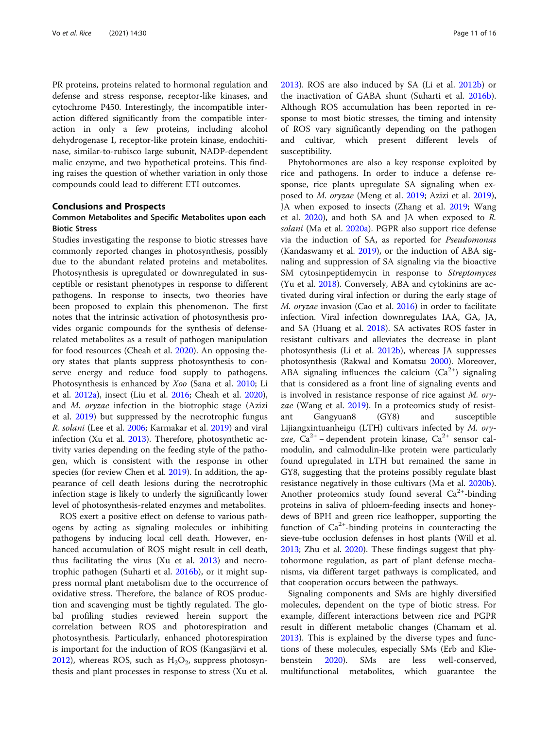PR proteins, proteins related to hormonal regulation and defense and stress response, receptor-like kinases, and cytochrome P450. Interestingly, the incompatible interaction differed significantly from the compatible interaction in only a few proteins, including alcohol dehydrogenase I, receptor-like protein kinase, endochitinase, similar-to-rubisco large subunit, NADP-dependent malic enzyme, and two hypothetical proteins. This finding raises the question of whether variation in only those compounds could lead to different ETI outcomes.

## Conclusions and Prospects

### Common Metabolites and Specific Metabolites upon each Biotic Stress

Studies investigating the response to biotic stresses have commonly reported changes in photosynthesis, possibly due to the abundant related proteins and metabolites. Photosynthesis is upregulated or downregulated in susceptible or resistant phenotypes in response to different pathogens. In response to insects, two theories have been proposed to explain this phenomenon. The first notes that the intrinsic activation of photosynthesis provides organic compounds for the synthesis of defense-related metabolites as a result of pathogen manipulation for food resources (Cheah et al. 2020). An opposing theory states that plants suppress photosynthesis to conserve energy and reduce food supply to pathogens. Photosynthesis is enhanced by *Xoo* (Sana et al. 2010; Li et al. 2012a), insect (Liu et al. 2016; Cheah et al. 2020), and *M. oryzae* infection in the biotrophic stage (Azizi et al. 2019) but suppressed by the necrotrophic fungus *R. solani* (Lee et al. 2006; Karmakar et al. 2019) and viral infection (Xu et al. 2013). Therefore, photosynthetic activity varies depending on the feeding style of the pathogen, which is consistent with the response in other species (for review Chen et al. 2019). In addition, the appearance of cell death lesions during the necrotrophic infection stage is likely to underly the significantly lower level of photosynthesis-related enzymes and metabolites.

ROS exert a positive effect on defense to various pathogens by acting as signaling molecules or inhibiting pathogens by inducing local cell death. However, enhanced accumulation of ROS might result in cell death, thus facilitating the virus (Xu et al. 2013) and necrotrophic pathogen (Suharti et al. 2016b), or it might suppress normal plant metabolism due to the occurrence of oxidative stress. Therefore, the balance of ROS production and scavenging must be tightly regulated. The global profiling studies reviewed herein support the correlation between ROS and photorespiration and photosynthesis. Particularly, enhanced photorespiration is important for the induction of ROS (Kangasjärvi et al. 2012), whereas ROS, such as $H_2O_2$, suppress photosynthesis and plant processes in response to stress (Xu et al. 2013). ROS are also induced by SA (Li et al. 2012b) or the inactivation of GABA shunt (Suharti et al. 2016b). Although ROS accumulation has been reported in response to most biotic stresses, the timing and intensity of ROS vary significantly depending on the pathogen and cultivar, which present different levels of susceptibility.

Phytohormones are also a key response exploited by rice and pathogens. In order to induce a defense response, rice plants upregulate SA signaling when exposed to *M. oryzae* (Meng et al. 2019; Azizi et al. 2019), JA when exposed to insects (Zhang et al. 2019; Wang et al. 2020), and both SA and JA when exposed to *R. solani* (Ma et al. 2020a). PGPR also support rice defense via the induction of SA, as reported for *Pseudomonas* (Kandaswamy et al. 2019), or the induction of ABA signaling and suppression of SA signaling via the bioactive SM cytosinpeptidemycin in response to *Streptomyces* (Yu et al. 2018). Conversely, ABA and cytokinins are activated during viral infection or during the early stage of *M. oryzae* invasion (Cao et al. 2016) in order to facilitate infection. Viral infection downregulates IAA, GA, JA, and SA (Huang et al. 2018). SA activates ROS faster in resistant cultivars and alleviates the decrease in plant photosynthesis (Li et al. 2012b), whereas JA suppresses photosynthesis (Rakwal and Komatsu 2000). Moreover, ABA signaling influences the calcium ($Ca^{2+}$) signaling that is considered as a front line of signaling events and is involved in resistance response of rice against *M. oryzae* (Wang et al. 2019). In a proteomics study of resistant Gangyuan8 (GY8) and susceptible Lijiangxintuanheigu (LTH) cultivars infected by *M. oryzae*, $Ca^{2+}$ – dependent protein kinase, $Ca^{2+}$ sensor calmodulin, and calmodulin-like protein were particularly found upregulated in LTH but remained the same in GY8, suggesting that the proteins possibly regulate blast resistance negatively in those cultivars (Ma et al. 2020b). Another proteomics study found several $Ca^{2+}$-binding proteins in saliva of phloem-feeding insects and honeydews of BPH and green rice leafhopper, supporting the function of $Ca^{2+}$-binding proteins in counteracting the sieve-tube occlusion defenses in host plants (Will et al. 2013; Zhu et al. 2020). These findings suggest that phytohormone regulation, as part of plant defense mechanisms, via different target pathways is complicated, and that cooperation occurs between the pathways.

Signaling components and SMs are highly diversified molecules, dependent on the type of biotic stress. For example, different interactions between rice and PGPR result in different metabolic changes (Chamam et al. 2013). This is explained by the diverse types and functions of these molecules, especially SMs (Erb and Kliebenstein 2020). SMs are less well-conserved, multifunctional metabolites, which guarantee the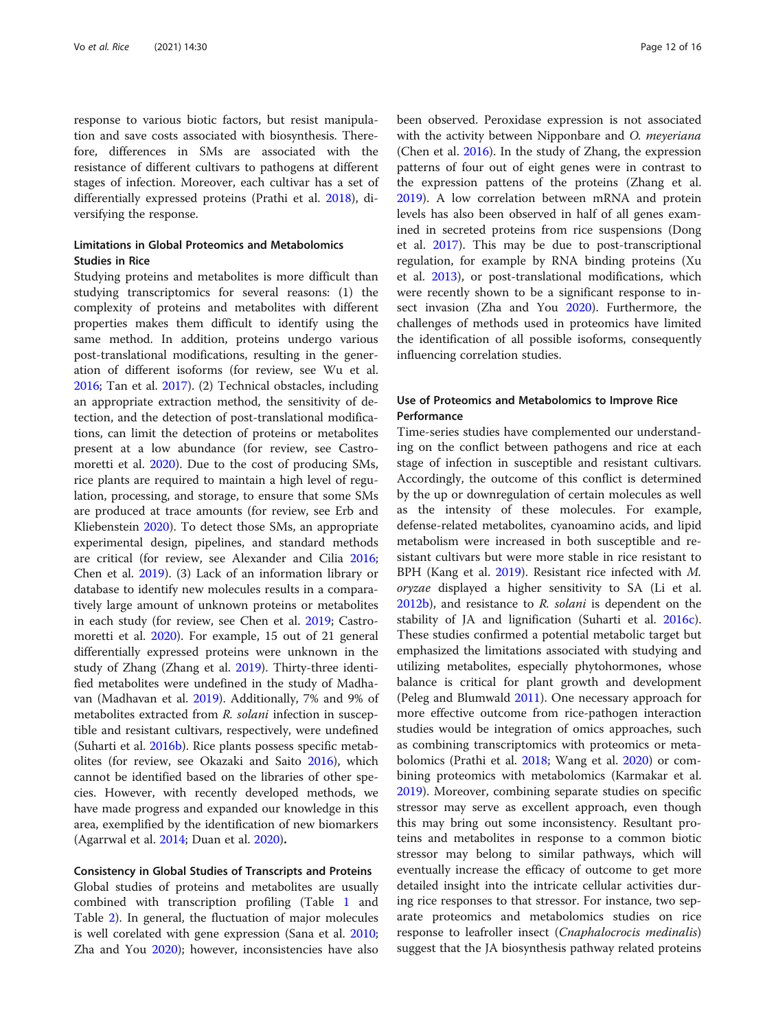response to various biotic factors, but resist manipulation and save costs associated with biosynthesis. Therefore, differences in SMs are associated with the resistance of different cultivars to pathogens at different stages of infection. Moreover, each cultivar has a set of differentially expressed proteins (Prathi et al. 2018), diversifying the response.

### Limitations in Global Proteomics and Metabolomics Studies in Rice

Studying proteins and metabolites is more difficult than studying transcriptomics for several reasons: (1) the complexity of proteins and metabolites with different properties makes them difficult to identify using the same method. In addition, proteins undergo various post-translational modifications, resulting in the generation of different isoforms (for review, see Wu et al. 2016; Tan et al. 2017). (2) Technical obstacles, including an appropriate extraction method, the sensitivity of detection, and the detection of post-translational modifications, can limit the detection of proteins or metabolites present at a low abundance (for review, see Castro-moretti et al. 2020). Due to the cost of producing SMs, rice plants are required to maintain a high level of regulation, processing, and storage, to ensure that some SMs are produced at trace amounts (for review, see Erb and Kliebenstein 2020). To detect those SMs, an appropriate experimental design, pipelines, and standard methods are critical (for review, see Alexander and Cilia 2016; Chen et al. 2019). (3) Lack of an information library or database to identify new molecules results in a comparatively large amount of unknown proteins or metabolites in each study (for review, see Chen et al. 2019; Castro-moretti et al. 2020). For example, 15 out of 21 general differentially expressed proteins were unknown in the study of Zhang (Zhang et al. 2019). Thirty-three identified metabolites were undefined in the study of Madhavan (Madhavan et al. 2019). Additionally, 7% and 9% of metabolites extracted from *R. solani* infection in susceptible and resistant cultivars, respectively, were undefined (Suharti et al. 2016b). Rice plants possess specific metabolites (for review, see Okazaki and Saito 2016), which cannot be identified based on the libraries of other species. However, with recently developed methods, we have made progress and expanded our knowledge in this area, exemplified by the identification of new biomarkers (Agarrwal et al. 2014; Duan et al. 2020).

### Consistency in Global Studies of Transcripts and Proteins

Global studies of proteins and metabolites are usually combined with transcription profiling (Table 1 and Table 2). In general, the fluctuation of major molecules is well corelated with gene expression (Sana et al. 2010; Zha and You 2020); however, inconsistencies have also been observed. Peroxidase expression is not associated with the activity between Nipponbare and *O. meyeriana* (Chen et al. 2016). In the study of Zhang, the expression patterns of four out of eight genes were in contrast to the expression pattens of the proteins (Zhang et al. 2019). A low correlation between mRNA and protein levels has also been observed in half of all genes examined in secreted proteins from rice suspensions (Dong et al. 2017). This may be due to post-transcriptional regulation, for example by RNA binding proteins (Xu et al. 2013), or post-translational modifications, which were recently shown to be a significant response to insect invasion (Zha and You 2020). Furthermore, the challenges of methods used in proteomics have limited the identification of all possible isoforms, consequently influencing correlation studies.

### Use of Proteomics and Metabolomics to Improve Rice Performance

Time-series studies have complemented our understanding on the conflict between pathogens and rice at each stage of infection in susceptible and resistant cultivars. Accordingly, the outcome of this conflict is determined by the up or downregulation of certain molecules as well as the intensity of these molecules. For example, defense-related metabolites, cyanoamino acids, and lipid metabolism were increased in both susceptible and resistant cultivars but were more stable in rice resistant to BPH (Kang et al. 2019). Resistant rice infected with *M. oryzae* displayed a higher sensitivity to SA (Li et al. 2012b), and resistance to *R. solani* is dependent on the stability of JA and lignification (Suharti et al. 2016c). These studies confirmed a potential metabolic target but emphasized the limitations associated with studying and utilizing metabolites, especially phytohormones, whose balance is critical for plant growth and development (Peleg and Blumwald 2011). One necessary approach for more effective outcome from rice-pathogen interaction studies would be integration of omics approaches, such as combining transcriptomics with proteomics or metabolomics (Prathi et al. 2018; Wang et al. 2020) or combining proteomics with metabolomics (Karmakar et al. 2019). Moreover, combining separate studies on specific stressor may serve as excellent approach, even though this may bring out some inconsistency. Resultant proteins and metabolites in response to a common biotic stressor may belong to similar pathways, which will eventually increase the efficacy of outcome to get more detailed insight into the intricate cellular activities during rice responses to that stressor. For instance, two separate proteomics and metabolomics studies on rice response to leafroller insect (*Cnaphalocrocis medinalis*) suggest that the JA biosynthesis pathway related proteins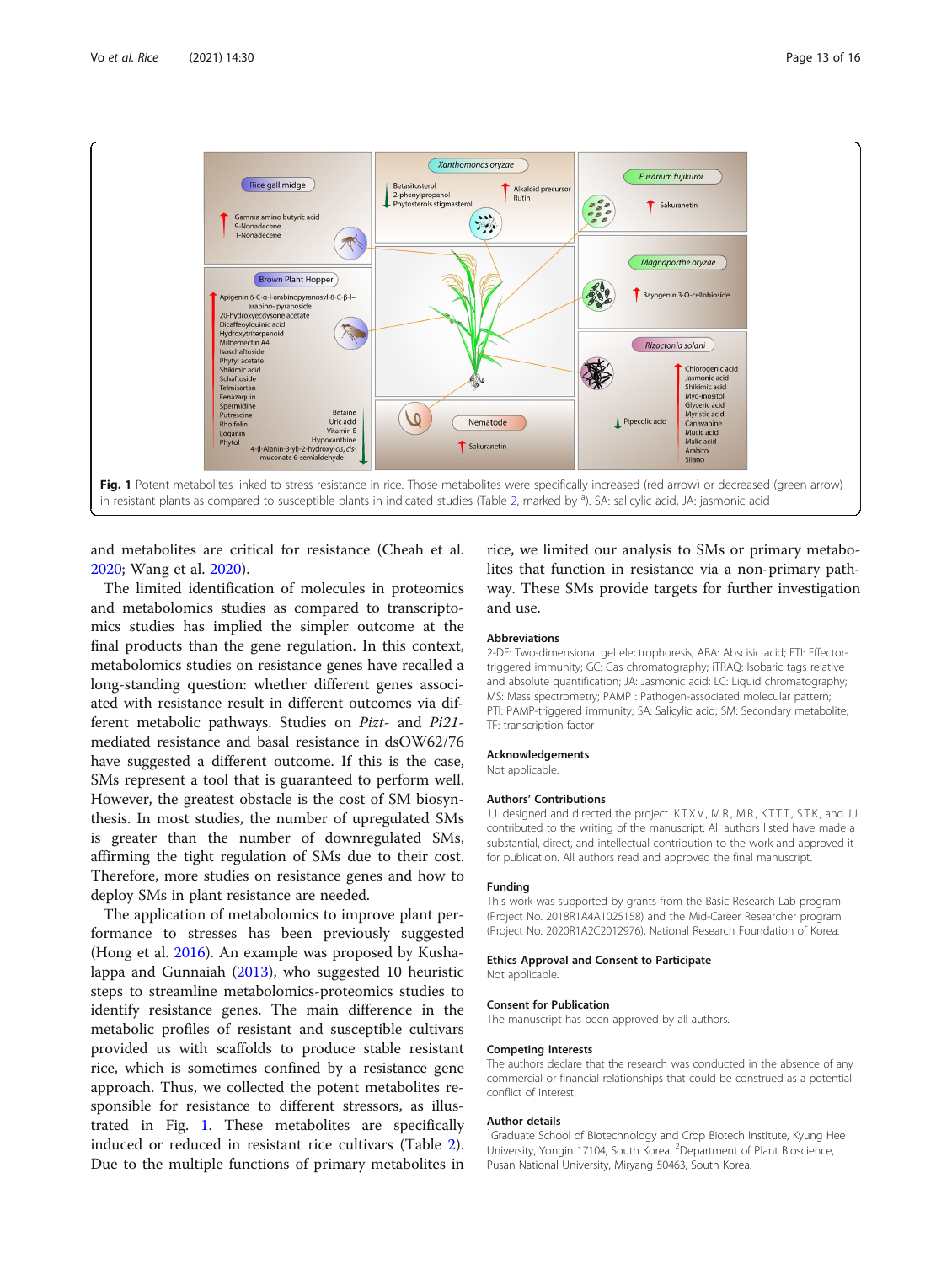**Fig. 1** Potent metabolites linked to stress resistance in rice. Those metabolites were specifically increased (red arrow) or decreased (green arrow) in resistant plants as compared to susceptible plants in indicated studies (Table 2, marked by [a]). SA: salicylic acid, JA: jasmonic acid

and metabolites are critical for resistance (Cheah et al. 2020; Wang et al. 2020).

The limited identification of molecules in proteomics and metabolomics studies as compared to transcriptomics studies has implied the simpler outcome at the final products than the gene regulation. In this context, metabolomics studies on resistance genes have recalled a long-standing question: whether different genes associated with resistance result in different outcomes via different metabolic pathways. Studies on *Pizt-* and *Pi21-*mediated resistance and basal resistance in dsOW62/76 have suggested a different outcome. If this is the case, SMs represent a tool that is guaranteed to perform well. However, the greatest obstacle is the cost of SM biosynthesis. In most studies, the number of upregulated SMs is greater than the number of downregulated SMs, affirming the tight regulation of SMs due to their cost. Therefore, more studies on resistance genes and how to deploy SMs in plant resistance are needed.

The application of metabolomics to improve plant performance to stresses has been previously suggested (Hong et al. 2016). An example was proposed by Kushalappa and Gunnaiah (2013), who suggested 10 heuristic steps to streamline metabolomics-proteomics studies to identify resistance genes. The main difference in the metabolic profiles of resistant and susceptible cultivars provided us with scaffolds to produce stable resistant rice, which is sometimes confined by a resistance gene approach. Thus, we collected the potent metabolites responsible for resistance to different stressors, as illustrated in Fig. 1. These metabolites are specifically induced or reduced in resistant rice cultivars (Table 2). Due to the multiple functions of primary metabolites in rice, we limited our analysis to SMs or primary metabolites that function in resistance via a non-primary pathway. These SMs provide targets for further investigation and use.

## Abbreviations

2-DE: Two-dimensional gel electrophoresis; ABA: Abscisic acid; ETI: Effector-triggered immunity; GC: Gas chromatography; iTRAQ: Isobaric tags relative and absolute quantification; JA: Jasmonic acid; LC: Liquid chromatography; MS: Mass spectrometry; PAMP : Pathogen-associated molecular pattern; PTI: PAMP-triggered immunity; SA: Salicylic acid; SM: Secondary metabolite; TF: transcription factor

## Acknowledgements

Not applicable.

## Authors' Contributions

J.J. designed and directed the project. K.T.X.V., M.R., M.R., K.T.T.T., S.T.K., and J.J. contributed to the writing of the manuscript. All authors listed have made a substantial, direct, and intellectual contribution to the work and approved it for publication. All authors read and approved the final manuscript.

## Funding

This work was supported by grants from the Basic Research Lab program (Project No. 2018R1A4A1025158) and the Mid-Career Researcher program (Project No. 2020R1A2C2012976), National Research Foundation of Korea.

## Ethics Approval and Consent to Participate

Not applicable.

## Consent for Publication

The manuscript has been approved by all authors.

## Competing Interests

The authors declare that the research was conducted in the absence of any commercial or financial relationships that could be construed as a potential conflict of interest.

## Author details

[1]Graduate School of Biotechnology and Crop Biotech Institute, Kyung Hee University, Yongin 17104, South Korea. [2]Department of Plant Bioscience, Pusan National University, Miryang 50463, South Korea.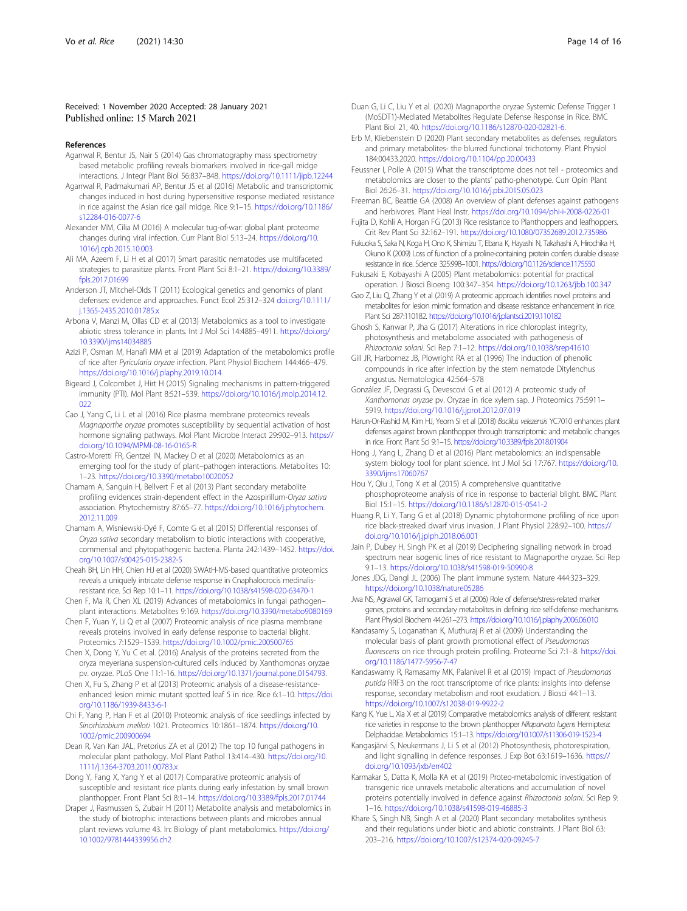Received: 1 November 2020 Accepted: 28 January 2021
Published online: 15 March 2021

## References

Agarrwal R, Bentur JS, Nair S (2014) Gas chromatography mass spectrometry based metabolic profiling reveals biomarkers involved in rice-gall midge interactions. J Integr Plant Biol 56:837–848. https://doi.org/10.1111/jipb.12244

Agarrwal R, Padmakumari AP, Bentur JS et al (2016) Metabolic and transcriptomic changes induced in host during hypersensitive response mediated resistance in rice against the Asian rice gall midge. Rice 9:1–15. https://doi.org/10.1186/s12284-016-0077-6

Alexander MM, Cilia M (2016) A molecular tug-of-war: global plant proteome changes during viral infection. Curr Plant Biol 5:13–24. https://doi.org/10.1016/j.cpb.2015.10.003

Ali MA, Azeem F, Li H et al (2017) Smart parasitic nematodes use multifaceted strategies to parasitize plants. Front Plant Sci 8:1–21. https://doi.org/10.3389/fpls.2017.01699

Anderson JT, Mitchel-Olds T (2011) Ecological genetics and genomics of plant defenses: evidence and approaches. Funct Ecol 25:312–324 doi.org/10.1111/j.1365-2435.2010.01785.x

Arbona V, Manzi M, Ollas CD et al (2013) Metabolomics as a tool to investigate abiotic stress tolerance in plants. Int J Mol Sci 14:4885–4911. https://doi.org/10.3390/ijms14034885

Azizi P, Osman M, Hanafi MM et al (2019) Adaptation of the metabolomics profile of rice after *Pyricularia oryzae* infection. Plant Physiol Biochem 144:466–479. https://doi.org/10.1016/j.plaphy.2019.10.014

Bigeard J, Colcombet J, Hirt H (2015) Signaling mechanisms in pattern-triggered immunity (PTI). Mol Plant 8:521–539. https://doi.org/10.1016/j.molp.2014.12.022

Cao J, Yang C, Li L et al (2016) Rice plasma membrane proteomics reveals *Magnaporthe oryzae* promotes susceptibility by sequential activation of host hormone signaling pathways. Mol Plant Microbe Interact 29:902–913. https://doi.org/10.1094/MPMI-08-16-0165-R

Castro-Moretti FR, Gentzel IN, Mackey D et al (2020) Metabolomics as an emerging tool for the study of plant–pathogen interactions. Metabolites 10:1–23. https://doi.org/10.3390/metabo10020052

Chamam A, Sanguin H, Bellvert F et al (2013) Plant secondary metabolite profiling evidences strain-dependent effect in the Azospirillum-*Oryza sativa* association. Phytochemistry 87:65–77. https://doi.org/10.1016/j.phytochem.2012.11.009

Chamam A, Wisniewski-Dyé F, Comte G et al (2015) Differential responses of *Oryza sativa* secondary metabolism to biotic interactions with cooperative, commensal and phytopathogenic bacteria. Planta 242:1439–1452. https://doi.org/10.1007/s00425-015-2382-5

Cheah BH, Lin HH, Chien HJ et al (2020) SWATH-MS-based quantitative proteomics reveals a uniquely intricate defense response in Cnaphalocrocis medinalis-resistant rice. Sci Rep 10:1–11. https://doi.org/10.1038/s41598-020-63470-1

Chen F, Ma R, Chen XL (2019) Advances of metabolomics in fungal pathogen–plant interactions. Metabolites 9:169. https://doi.org/10.3390/metabo9080169

Chen F, Yuan Y, Li Q et al (2007) Proteomic analysis of rice plasma membrane reveals proteins involved in early defense response to bacterial blight. Proteomics 7:1529–1539. https://doi.org/10.1002/pmic.200500765

Chen X, Dong Y, Yu C et al. (2016) Analysis of the proteins secreted from the oryza meyeriana suspension-cultured cells induced by Xanthomonas oryzae pv. oryzae. PLoS One 11:1-16. https://doi.org/10.1371/journal.pone.0154793.

Chen X, Fu S, Zhang P et al (2013) Proteomic analysis of a disease-resistance-enhanced lesion mimic mutant spotted leaf 5 in rice. Rice 6:1–10. https://doi.org/10.1186/1939-8433-6-1

Chi F, Yang P, Han F et al (2010) Proteomic analysis of rice seedlings infected by *Sinorhizobium meliloti* 1021. Proteomics 10:1861–1874. https://doi.org/10.1002/pmic.200900694

Dean R, Van Kan JAL, Pretorius ZA et al (2012) The top 10 fungal pathogens in molecular plant pathology. Mol Plant Pathol 13:414–430. https://doi.org/10.1111/j.1364-3703.2011.00783.x

Dong Y, Fang X, Yang Y et al (2017) Comparative proteomic analysis of susceptible and resistant rice plants during early infestation by small brown planthopper. Front Plant Sci 8:1–14. https://doi.org/10.3389/fpls.2017.01744

Draper J, Rasmussen S, Zubair H (2011) Metabolite analysis and metabolomics in the study of biotrophic interactions between plants and microbes annual plant reviews volume 43. In: Biology of plant metabolomics. https://doi.org/10.1002/9781444339956.ch2

Duan G, Li C, Liu Y et al. (2020) Magnaporthe oryzae Systemic Defense Trigger 1 (MoSDT1)-Mediated Metabolites Regulate Defense Response in Rice. BMC Plant Biol 21, 40. https://doi.org/10.1186/s12870-020-02821-6.

Erb M, Kliebenstein D (2020) Plant secondary metabolites as defenses, regulators and primary metabolites- the blurred functional trichotomy. Plant Physiol 184:00433.2020. https://doi.org/10.1104/pp.20.00433

Feussner I, Polle A (2015) What the transcriptome does not tell - proteomics and metabolomics are closer to the plants' patho-phenotype. Curr Opin Plant Biol 26:26–31. https://doi.org/10.1016/j.pbi.2015.05.023

Freeman BC, Beattie GA (2008) An overview of plant defenses against pathogens and herbivores. Plant Heal Instr. https://doi.org/10.1094/phi-i-2008-0226-01

Fujita D, Kohli A, Horgan FG (2013) Rice resistance to Planthoppers and leafhoppers. Crit Rev Plant Sci 32:162–191. https://doi.org/10.1080/07352689.2012.735986

Fukuoka S, Saka N, Koga H, Ono K, Shimizu T, Ebana K, Hayashi N, Takahashi A, Hirochika H, Okuno K (2009) Loss of function of a proline-containing protein confers durable disease resistance in rice. Science 325:998–1001. https://doi.org/10.1126/science.1175550

Fukusaki E, Kobayashi A (2005) Plant metabolomics: potential for practical operation. J Biosci Bioeng 100:347–354. https://doi.org/10.1263/jbb.100.347

Gao Z, Liu Q, Zhang Y et al (2019) A proteomic approach identifies novel proteins and metabolites for lesion mimic formation and disease resistance enhancement in rice. Plant Sci 287:110182. https://doi.org/10.1016/j.plantsci.2019.110182

Ghosh S, Kanwar P, Jha G (2017) Alterations in rice chloroplast integrity, photosynthesis and metabolome associated with pathogenesis of *Rhizoctonia solani*. Sci Rep 7:1–12. https://doi.org/10.1038/srep41610

Gill JR, Harbornez JB, Plowright RA et al (1996) The induction of phenolic compounds in rice after infection by the stem nematode Ditylenchus angustus. Nematologica 42:564–578

González JF, Degrassi G, Devescovi G et al (2012) A proteomic study of *Xanthomonas oryzae* pv. Oryzae in rice xylem sap. J Proteomics 75:5911–5919. https://doi.org/10.1016/j.jprot.2012.07.019

Harun-Or-Rashid M, Kim HJ, Yeom SI et al (2018) *Bacillus velezensis* YC7010 enhances plant defenses against brown planthopper through transcriptomic and metabolic changes in rice. Front Plant Sci 9:1–15. https://doi.org/10.3389/fpls.2018.01904

Hong J, Yang L, Zhang D et al (2016) Plant metabolomics: an indispensable system biology tool for plant science. Int J Mol Sci 17:767. https://doi.org/10.3390/ijms17060767

Hou Y, Qiu J, Tong X et al (2015) A comprehensive quantitative phosphoproteome analysis of rice in response to bacterial blight. BMC Plant Biol 15:1–15. https://doi.org/10.1186/s12870-015-0541-2

Huang R, Li Y, Tang G et al (2018) Dynamic phytohormone profiling of rice upon rice black-streaked dwarf virus invasion. J Plant Physiol 228:92–100. https://doi.org/10.1016/j.jplph.2018.06.001

Jain P, Dubey H, Singh PK et al (2019) Deciphering signalling network in broad spectrum near isogenic lines of rice resistant to Magnaporthe oryzae. Sci Rep 9:1–13. https://doi.org/10.1038/s41598-019-50990-8

Jones JDG, Dangl JL (2006) The plant immune system. Nature 444:323–329. https://doi.org/10.1038/nature05286

Jwa NS, Agrawal GK, Tamogami S et al (2006) Role of defense/stress-related marker genes, proteins and secondary metabolites in defining rice self-defense mechanisms. Plant Physiol Biochem 44:261–273. https://doi.org/10.1016/j.plaphy.2006.06.010

Kandasamy S, Loganathan K, Muthuraj R et al (2009) Understanding the molecular basis of plant growth promotional effect of *Pseudomonas fluorescens* on rice through protein profiling. Proteome Sci 7:1–8. https://doi.org/10.1186/1477-5956-7-47

Kandaswamy R, Ramasamy MK, Palanivel R et al (2019) Impact of *Pseudomonas putida* RRF3 on the root transcriptome of rice plants: insights into defense response, secondary metabolism and root exudation. J Biosci 44:1–13. https://doi.org/10.1007/s12038-019-9922-2

Kang K, Yue L, Xia X et al (2019) Comparative metabolomics analysis of different resistant rice varieties in response to the brown planthopper *Nilaparvata lugens* Hemiptera: Delphacidae. Metabolomics 15:1–13. https://doi.org/10.1007/s11306-019-1523-4

Kangasjärvi S, Neukermans J, Li S et al (2012) Photosynthesis, photorespiration, and light signalling in defence responses. J Exp Bot 63:1619–1636. https://doi.org/10.1093/jxb/err402

Karmakar S, Datta K, Molla KA et al (2019) Proteo-metabolomic investigation of transgenic rice unravels metabolic alterations and accumulation of novel proteins potentially involved in defence against *Rhizoctonia solani*. Sci Rep 9:1–16. https://doi.org/10.1038/s41598-019-46885-3

Khare S, Singh NB, Singh A et al (2020) Plant secondary metabolites synthesis and their regulations under biotic and abiotic constraints. J Plant Biol 63:203–216. https://doi.org/10.1007/s12374-020-09245-7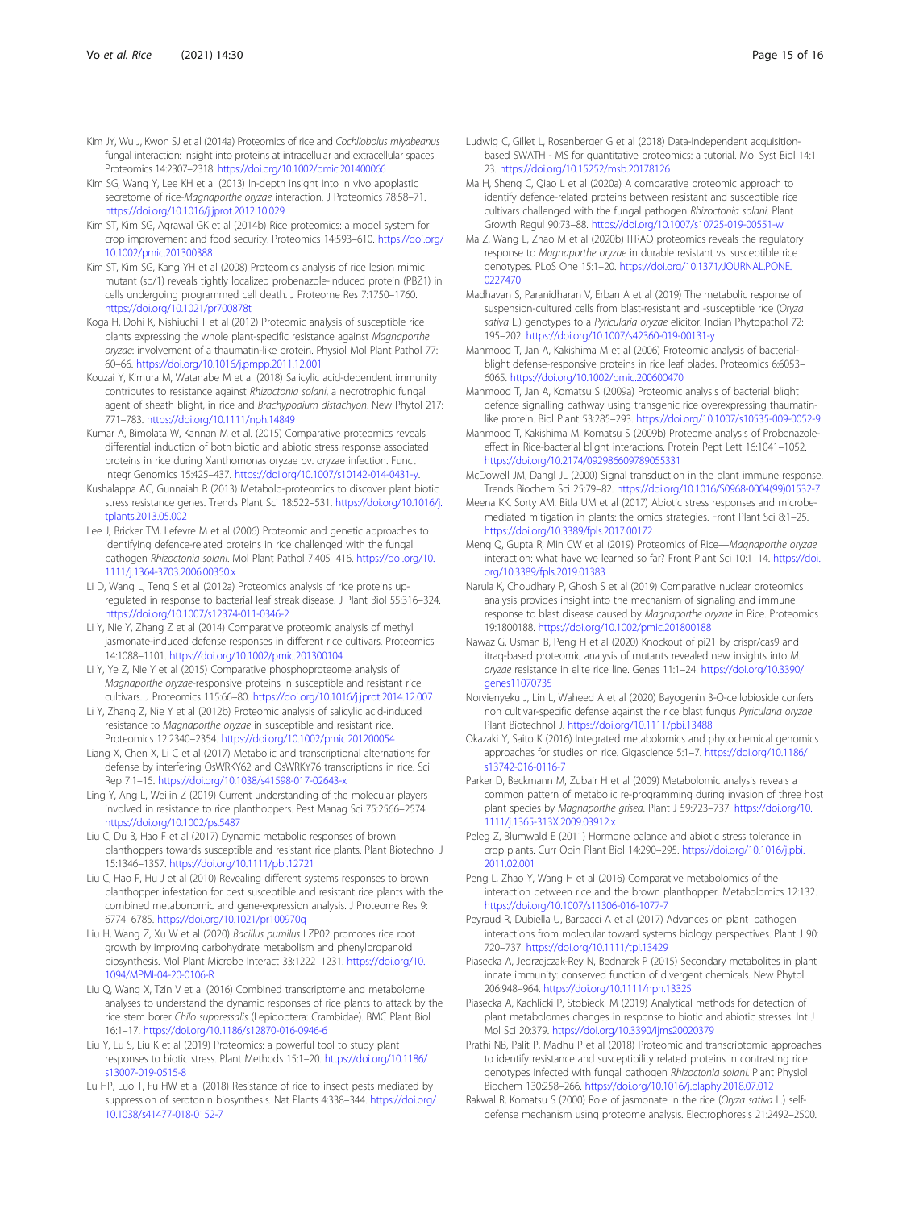Kim JY, Wu J, Kwon SJ et al (2014a) Proteomics of rice and *Cochliobolus miyabeanus* fungal interaction: insight into proteins at intracellular and extracellular spaces. Proteomics 14:2307–2318. https://doi.org/10.1002/pmic.201400066

Kim SG, Wang Y, Lee KH et al (2013) In-depth insight into in vivo apoplastic secretome of rice-*Magnaporthe oryzae* interaction. J Proteomics 78:58–71. https://doi.org/10.1016/j.jprot.2012.10.029

Kim ST, Kim SG, Agrawal GK et al (2014b) Rice proteomics: a model system for crop improvement and food security. Proteomics 14:593–610. https://doi.org/10.1002/pmic.201300388

Kim ST, Kim SG, Kang YH et al (2008) Proteomics analysis of rice lesion mimic mutant (sp/1) reveals tightly localized probenazole-induced protein (PBZ1) in cells undergoing programmed cell death. J Proteome Res 7:1750–1760. https://doi.org/10.1021/pr700878t

Koga H, Dohi K, Nishiuchi T et al (2012) Proteomic analysis of susceptible rice plants expressing the whole plant-specific resistance against *Magnaporthe oryzae*: involvement of a thaumatin-like protein. Physiol Mol Plant Pathol 77:60–66. https://doi.org/10.1016/j.pmpp.2011.12.001

Kouzai Y, Kimura M, Watanabe M et al (2018) Salicylic acid-dependent immunity contributes to resistance against *Rhizoctonia solani*, a necrotrophic fungal agent of sheath blight, in rice and *Brachypodium distachyon*. New Phytol 217:771–783. https://doi.org/10.1111/nph.14849

Kumar A, Bimolata W, Kannan M et al. (2015) Comparative proteomics reveals differential induction of both biotic and abiotic stress response associated proteins in rice during Xanthomonas oryzae pv. oryzae infection. Funct Integr Genomics 15:425–437. https://doi.org/10.1007/s10142-014-0431-y.

Kushalappa AC, Gunnaiah R (2013) Metabolo-proteomics to discover plant biotic stress resistance genes. Trends Plant Sci 18:522–531. https://doi.org/10.1016/j.tplants.2013.05.002

Lee J, Bricker TM, Lefevre M et al (2006) Proteomic and genetic approaches to identifying defence-related proteins in rice challenged with the fungal pathogen *Rhizoctonia solani*. Mol Plant Pathol 7:405–416. https://doi.org/10.1111/j.1364-3703.2006.00350.x

Li D, Wang L, Teng S et al (2012a) Proteomics analysis of rice proteins up-regulated in response to bacterial leaf streak disease. J Plant Biol 55:316–324. https://doi.org/10.1007/s12374-011-0346-2

Li Y, Nie Y, Zhang Z et al (2014) Comparative proteomic analysis of methyl jasmonate-induced defense responses in different rice cultivars. Proteomics 14:1088–1101. https://doi.org/10.1002/pmic.201300104

Li Y, Ye Z, Nie Y et al (2015) Comparative phosphoproteome analysis of *Magnaporthe oryzae*-responsive proteins in susceptible and resistant rice cultivars. J Proteomics 115:66–80. https://doi.org/10.1016/j.jprot.2014.12.007

Li Y, Zhang Z, Nie Y et al (2012b) Proteomic analysis of salicylic acid-induced resistance to *Magnaporthe oryzae* in susceptible and resistant rice. Proteomics 12:2340–2354. https://doi.org/10.1002/pmic.201200054

Liang X, Chen X, Li C et al (2017) Metabolic and transcriptional alternations for defense by interfering OsWRKY62 and OsWRKY76 transcriptions in rice. Sci Rep 7:1–15. https://doi.org/10.1038/s41598-017-02643-x

Ling Y, Ang L, Weilin Z (2019) Current understanding of the molecular players involved in resistance to rice planthoppers. Pest Manag Sci 75:2566–2574. https://doi.org/10.1002/ps.5487

Liu C, Du B, Hao F et al (2017) Dynamic metabolic responses of brown planthoppers towards susceptible and resistant rice plants. Plant Biotechnol J 15:1346–1357. https://doi.org/10.1111/pbi.12721

Liu C, Hao F, Hu J et al (2010) Revealing different systems responses to brown planthopper infestation for pest susceptible and resistant rice plants with the combined metabonomic and gene-expression analysis. J Proteome Res 9:6774–6785. https://doi.org/10.1021/pr100970q

Liu H, Wang Z, Xu W et al (2020) *Bacillus pumilus* LZP02 promotes rice root growth by improving carbohydrate metabolism and phenylpropanoid biosynthesis. Mol Plant Microbe Interact 33:1222–1231. https://doi.org/10.1094/MPMI-04-20-0106-R

Liu Q, Wang X, Tzin V et al (2016) Combined transcriptome and metabolome analyses to understand the dynamic responses of rice plants to attack by the rice stem borer *Chilo suppressalis* (Lepidoptera: Crambidae). BMC Plant Biol 16:1–17. https://doi.org/10.1186/s12870-016-0946-6

Liu Y, Lu S, Liu K et al (2019) Proteomics: a powerful tool to study plant responses to biotic stress. Plant Methods 15:1–20. https://doi.org/10.1186/s13007-019-0515-8

Lu HP, Luo T, Fu HW et al (2018) Resistance of rice to insect pests mediated by suppression of serotonin biosynthesis. Nat Plants 4:338–344. https://doi.org/10.1038/s41477-018-0152-7

Ludwig C, Gillet L, Rosenberger G et al (2018) Data-independent acquisition-based SWATH - MS for quantitative proteomics: a tutorial. Mol Syst Biol 14:1–23. https://doi.org/10.15252/msb.20178126

Ma H, Sheng C, Qiao L et al (2020a) A comparative proteomic approach to identify defence-related proteins between resistant and susceptible rice cultivars challenged with the fungal pathogen *Rhizoctonia solani*. Plant Growth Regul 90:73–88. https://doi.org/10.1007/s10725-019-00551-w

Ma Z, Wang L, Zhao M et al (2020b) ITRAQ proteomics reveals the regulatory response to *Magnaporthe oryzae* in durable resistant vs. susceptible rice genotypes. PLoS One 15:1–20. https://doi.org/10.1371/JOURNAL.PONE.0227470

Madhavan S, Paranidharan V, Erban A et al (2019) The metabolic response of suspension-cultured cells from blast-resistant and -susceptible rice (*Oryza sativa* L.) genotypes to a *Pyricularia oryzae* elicitor. Indian Phytopathol 72:195–202. https://doi.org/10.1007/s42360-019-00131-y

Mahmood T, Jan A, Kakishima M et al (2006) Proteomic analysis of bacterial-blight defense-responsive proteins in rice leaf blades. Proteomics 6:6053–6065. https://doi.org/10.1002/pmic.200600470

Mahmood T, Jan A, Komatsu S (2009a) Proteomic analysis of bacterial blight defence signalling pathway using transgenic rice overexpressing thaumatin-like protein. Biol Plant 53:285–293. https://doi.org/10.1007/s10535-009-0052-9

Mahmood T, Kakishima M, Komatsu S (2009b) Proteome analysis of Probenazole-effect in Rice-bacterial blight interactions. Protein Pept Lett 16:1041–1052. https://doi.org/10.2174/092986609789055331

McDowell JM, Dangl JL (2000) Signal transduction in the plant immune response. Trends Biochem Sci 25:79–82. https://doi.org/10.1016/S0968-0004(99)01532-7

Meena KK, Sorty AM, Bitla UM et al (2017) Abiotic stress responses and microbe-mediated mitigation in plants: the omics strategies. Front Plant Sci 8:1–25. https://doi.org/10.3389/fpls.2017.00172

Meng Q, Gupta R, Min CW et al (2019) Proteomics of Rice—*Magnaporthe oryzae* interaction: what have we learned so far? Front Plant Sci 10:1–14. https://doi.org/10.3389/fpls.2019.01383

Narula K, Choudhary P, Ghosh S et al (2019) Comparative nuclear proteomics analysis provides insight into the mechanism of signaling and immune response to blast disease caused by *Magnaporthe oryzae* in Rice. Proteomics 19:1800188. https://doi.org/10.1002/pmic.201800188

Nawaz G, Usman B, Peng H et al (2020) Knockout of pi21 by crispr/cas9 and itraq-based proteomic analysis of mutants revealed new insights into *M. oryzae* resistance in elite rice line. Genes 11:1–24. https://doi.org/10.3390/genes11070735

Norvienyeku J, Lin L, Waheed A et al (2020) Bayogenin 3-O-cellobioside confers non cultivar-specific defense against the rice blast fungus *Pyricularia oryzae*. Plant Biotechnol J. https://doi.org/10.1111/pbi.13488

Okazaki Y, Saito K (2016) Integrated metabolomics and phytochemical genomics approaches for studies on rice. Gigascience 5:1–7. https://doi.org/10.1186/s13742-016-0116-7

Parker D, Beckmann M, Zubair H et al (2009) Metabolomic analysis reveals a common pattern of metabolic re-programming during invasion of three host plant species by *Magnaporthe grisea*. Plant J 59:723–737. https://doi.org/10.1111/j.1365-313X.2009.03912.x

Peleg Z, Blumwald E (2011) Hormone balance and abiotic stress tolerance in crop plants. Curr Opin Plant Biol 14:290–295. https://doi.org/10.1016/j.pbi.2011.02.001

Peng L, Zhao Y, Wang H et al (2016) Comparative metabolomics of the interaction between rice and the brown planthopper. Metabolomics 12:132. https://doi.org/10.1007/s11306-016-1077-7

Peyraud R, Dubiella U, Barbacci A et al (2017) Advances on plant–pathogen interactions from molecular toward systems biology perspectives. Plant J 90:720–737. https://doi.org/10.1111/tpj.13429

Piasecka A, Jedrzejczak-Rey N, Bednarek P (2015) Secondary metabolites in plant innate immunity: conserved function of divergent chemicals. New Phytol 206:948–964. https://doi.org/10.1111/nph.13325

Piasecka A, Kachlicki P, Stobiecki M (2019) Analytical methods for detection of plant metabolomes changes in response to biotic and abiotic stresses. Int J Mol Sci 20:379. https://doi.org/10.3390/ijms20020379

Prathi NB, Palit P, Madhu P et al (2018) Proteomic and transcriptomic approaches to identify resistance and susceptibility related proteins in contrasting rice genotypes infected with fungal pathogen *Rhizoctonia solani*. Plant Physiol Biochem 130:258–266. https://doi.org/10.1016/j.plaphy.2018.07.012

Rakwal R, Komatsu S (2000) Role of jasmonate in the rice (*Oryza sativa* L.) self-defense mechanism using proteome analysis. Electrophoresis 21:2492–2500.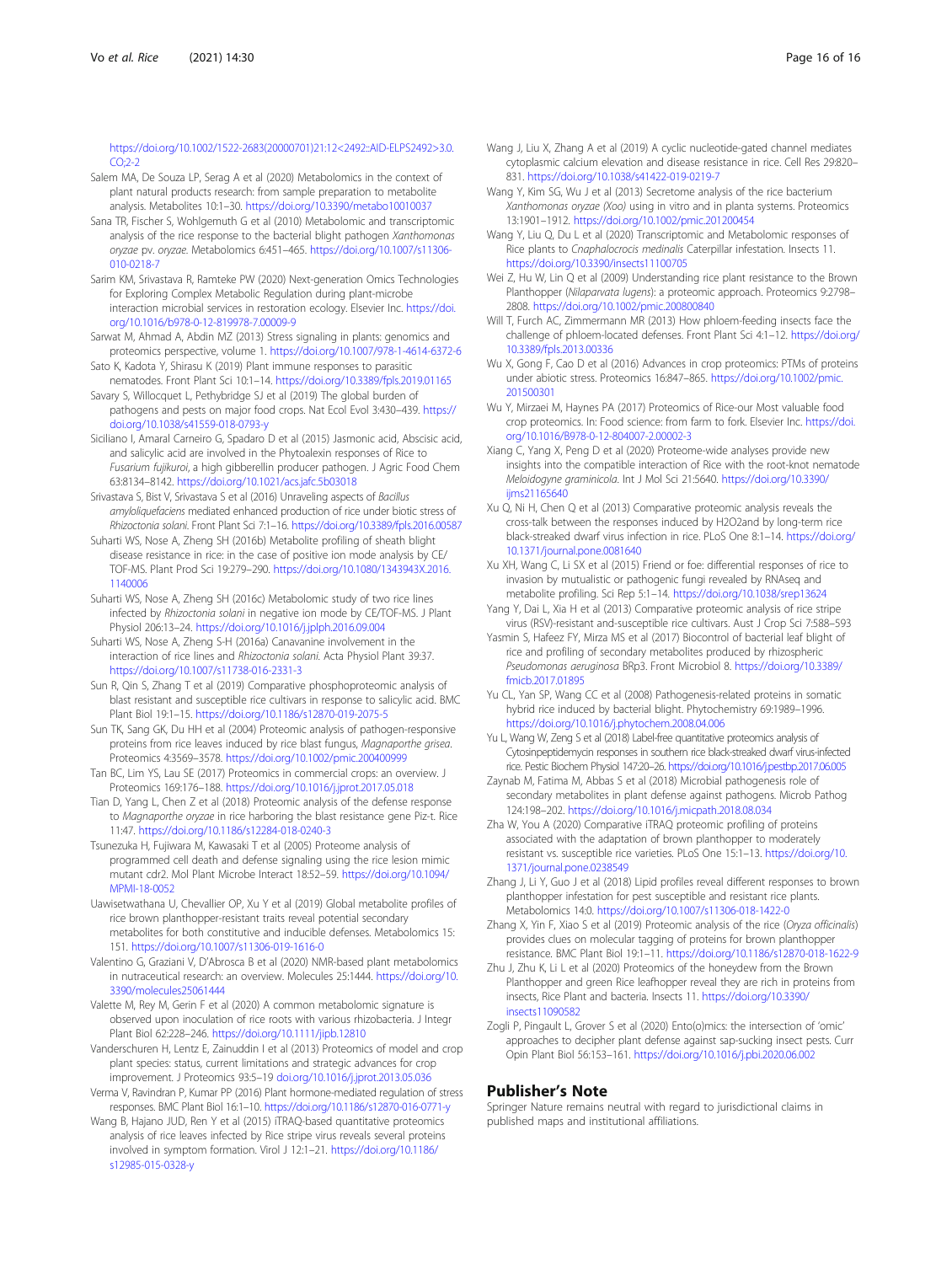https://doi.org/10.1002/1522-2683(20000701)21:12<2492::AID-ELPS2492>3.0.CO;2-2

Salem MA, De Souza LP, Serag A et al (2020) Metabolomics in the context of plant natural products research: from sample preparation to metabolite analysis. Metabolites 10:1–30. https://doi.org/10.3390/metabo10010037

Sana TR, Fischer S, Wohlgemuth G et al (2010) Metabolomic and transcriptomic analysis of the rice response to the bacterial blight pathogen *Xanthomonas oryzae* pv. *oryzae*. Metabolomics 6:451–465. https://doi.org/10.1007/s11306-010-0218-7

Sarim KM, Srivastava R, Ramteke PW (2020) Next-generation Omics Technologies for Exploring Complex Metabolic Regulation during plant-microbe interaction microbial services in restoration ecology. Elsevier Inc. https://doi.org/10.1016/b978-0-12-819978-7.00009-9

Sarwat M, Ahmad A, Abdin MZ (2013) Stress signaling in plants: genomics and proteomics perspective, volume 1. https://doi.org/10.1007/978-1-4614-6372-6

Sato K, Kadota Y, Shirasu K (2019) Plant immune responses to parasitic nematodes. Front Plant Sci 10:1–14. https://doi.org/10.3389/fpls.2019.01165

Savary S, Willocquet L, Pethybridge SJ et al (2019) The global burden of pathogens and pests on major food crops. Nat Ecol Evol 3:430–439. https://doi.org/10.1038/s41559-018-0793-y

Siciliano I, Amaral Carneiro G, Spadaro D et al (2015) Jasmonic acid, Abscisic acid, and salicylic acid are involved in the Phytoalexin responses of Rice to *Fusarium fujikuroi*, a high gibberellin producer pathogen. J Agric Food Chem 63:8134–8142. https://doi.org/10.1021/acs.jafc.5b03018

Srivastava S, Bist V, Srivastava S et al (2016) Unraveling aspects of *Bacillus amyloliquefaciens* mediated enhanced production of rice under biotic stress of *Rhizoctonia solani*. Front Plant Sci 7:1–16. https://doi.org/10.3389/fpls.2016.00587

Suharti WS, Nose A, Zheng SH (2016b) Metabolite profiling of sheath blight disease resistance in rice: in the case of positive ion mode analysis by CE/TOF-MS. Plant Prod Sci 19:279–290. https://doi.org/10.1080/1343943X.2016.1140006

Suharti WS, Nose A, Zheng SH (2016c) Metabolomic study of two rice lines infected by *Rhizoctonia solani* in negative ion mode by CE/TOF-MS. J Plant Physiol 206:13–24. https://doi.org/10.1016/j.jplph.2016.09.004

Suharti WS, Nose A, Zheng S-H (2016a) Canavanine involvement in the interaction of rice lines and *Rhizoctonia solani*. Acta Physiol Plant 39:37. https://doi.org/10.1007/s11738-016-2331-3

Sun R, Qin S, Zhang T et al (2019) Comparative phosphoproteomic analysis of blast resistant and susceptible rice cultivars in response to salicylic acid. BMC Plant Biol 19:1–15. https://doi.org/10.1186/s12870-019-2075-5

Sun TK, Sang GK, Du HH et al (2004) Proteomic analysis of pathogen-responsive proteins from rice leaves induced by rice blast fungus, *Magnaporthe grisea*. Proteomics 4:3569–3578. https://doi.org/10.1002/pmic.200400999

Tan BC, Lim YS, Lau SE (2017) Proteomics in commercial crops: an overview. J Proteomics 169:176–188. https://doi.org/10.1016/j.jprot.2017.05.018

Tian D, Yang L, Chen Z et al (2018) Proteomic analysis of the defense response to *Magnaporthe oryzae* in rice harboring the blast resistance gene Piz-t. Rice 11:47. https://doi.org/10.1186/s12284-018-0240-3

Tsunezuka H, Fujiwara M, Kawasaki T et al (2005) Proteome analysis of programmed cell death and defense signaling using the rice lesion mimic mutant cdr2. Mol Plant Microbe Interact 18:52–59. https://doi.org/10.1094/MPMI-18-0052

Uawisetwathana U, Chevallier OP, Xu Y et al (2019) Global metabolite profiles of rice brown planthopper-resistant traits reveal potential secondary metabolites for both constitutive and inducible defenses. Metabolomics 15:151. https://doi.org/10.1007/s11306-019-1616-0

Valentino G, Graziani V, D'Abrosca B et al (2020) NMR-based plant metabolomics in nutraceutical research: an overview. Molecules 25:1444. https://doi.org/10.3390/molecules25061444

Valette M, Rey M, Gerin F et al (2020) A common metabolomic signature is observed upon inoculation of rice roots with various rhizobacteria. J Integr Plant Biol 62:228–246. https://doi.org/10.1111/jipb.12810

Vanderschuren H, Lentz E, Zainuddin I et al (2013) Proteomics of model and crop plant species: status, current limitations and strategic advances for crop improvement. J Proteomics 93:5–19 doi.org/10.1016/j.jprot.2013.05.036

Verma V, Ravindran P, Kumar PP (2016) Plant hormone-mediated regulation of stress responses. BMC Plant Biol 16:1–10. https://doi.org/10.1186/s12870-016-0771-y

Wang B, Hajano JUD, Ren Y et al (2015) iTRAQ-based quantitative proteomics analysis of rice leaves infected by Rice stripe virus reveals several proteins involved in symptom formation. Virol J 12:1–21. https://doi.org/10.1186/s12985-015-0328-y

Wang J, Liu X, Zhang A et al (2019) A cyclic nucleotide-gated channel mediates cytoplasmic calcium elevation and disease resistance in rice. Cell Res 29:820–831. https://doi.org/10.1038/s41422-019-0219-7

Wang Y, Kim SG, Wu J et al (2013) Secretome analysis of the rice bacterium *Xanthomonas oryzae (Xoo)* using in vitro and in planta systems. Proteomics 13:1901–1912. https://doi.org/10.1002/pmic.201200454

Wang Y, Liu Q, Du L et al (2020) Transcriptomic and Metabolomic responses of Rice plants to *Cnaphalocrocis medinalis* Caterpillar infestation. Insects 11. https://doi.org/10.3390/insects11100705

Wei Z, Hu W, Lin Q et al (2009) Understanding rice plant resistance to the Brown Planthopper (*Nilaparvata lugens*): a proteomic approach. Proteomics 9:2798–2808. https://doi.org/10.1002/pmic.200800840

Will T, Furch AC, Zimmermann MR (2013) How phloem-feeding insects face the challenge of phloem-located defenses. Front Plant Sci 4:1–12. https://doi.org/10.3389/fpls.2013.00336

Wu X, Gong F, Cao D et al (2016) Advances in crop proteomics: PTMs of proteins under abiotic stress. Proteomics 16:847–865. https://doi.org/10.1002/pmic.201500301

Wu Y, Mirzaei M, Haynes PA (2017) Proteomics of Rice-our Most valuable food crop proteomics. In: Food science: from farm to fork. Elsevier Inc. https://doi.org/10.1016/B978-0-12-804007-2.00002-3

Xiang C, Yang X, Peng D et al (2020) Proteome-wide analyses provide new insights into the compatible interaction of Rice with the root-knot nematode *Meloidogyne graminicola*. Int J Mol Sci 21:5640. https://doi.org/10.3390/ijms21165640

Xu Q, Ni H, Chen Q et al (2013) Comparative proteomic analysis reveals the cross-talk between the responses induced by H2O2and by long-term rice black-streaked dwarf virus infection in rice. PLoS One 8:1–14. https://doi.org/10.1371/journal.pone.0081640

Xu XH, Wang C, Li SX et al (2015) Friend or foe: differential responses of rice to invasion by mutualistic or pathogenic fungi revealed by RNAseq and metabolite profiling. Sci Rep 5:1–14. https://doi.org/10.1038/srep13624

Yang Y, Dai L, Xia H et al (2013) Comparative proteomic analysis of rice stripe virus (RSV)-resistant and-susceptible rice cultivars. Aust J Crop Sci 7:588–593

Yasmin S, Hafeez FY, Mirza MS et al (2017) Biocontrol of bacterial leaf blight of rice and profiling of secondary metabolites produced by rhizospheric *Pseudomonas aeruginosa* BRp3. Front Microbiol 8. https://doi.org/10.3389/fmicb.2017.01895

Yu CL, Yan SP, Wang CC et al (2008) Pathogenesis-related proteins in somatic hybrid rice induced by bacterial blight. Phytochemistry 69:1989–1996. https://doi.org/10.1016/j.phytochem.2008.04.006

Yu L, Wang W, Zeng S et al (2018) Label-free quantitative proteomics analysis of Cytosinpeptidemycin responses in southern rice black-streaked dwarf virus-infected rice. Pestic Biochem Physiol 147:20–26. https://doi.org/10.1016/j.pestbp.2017.06.005

Zaynab M, Fatima M, Abbas S et al (2018) Microbial pathogenesis role of secondary metabolites in plant defense against pathogens. Microb Pathog 124:198–202. https://doi.org/10.1016/j.micpath.2018.08.034

Zha W, You A (2020) Comparative iTRAQ proteomic profiling of proteins associated with the adaptation of brown planthopper to moderately resistant vs. susceptible rice varieties. PLoS One 15:1–13. https://doi.org/10.1371/journal.pone.0238549

Zhang J, Li Y, Guo J et al (2018) Lipid profiles reveal different responses to brown planthopper infestation for pest susceptible and resistant rice plants. Metabolomics 14:0. https://doi.org/10.1007/s11306-018-1422-0

Zhang X, Yin F, Xiao S et al (2019) Proteomic analysis of the rice (*Oryza officinalis*) provides clues on molecular tagging of proteins for brown planthopper resistance. BMC Plant Biol 19:1–11. https://doi.org/10.1186/s12870-018-1622-9

Zhu J, Zhu K, Li L et al (2020) Proteomics of the honeydew from the Brown Planthopper and green Rice leafhopper reveal they are rich in proteins from insects, Rice Plant and bacteria. Insects 11. https://doi.org/10.3390/insects11090582

Zogli P, Pingault L, Grover S et al (2020) Ento(o)mics: the intersection of 'omic' approaches to decipher plant defense against sap-sucking insect pests. Curr Opin Plant Biol 56:153–161. https://doi.org/10.1016/j.pbi.2020.06.002

## Publisher's Note

Springer Nature remains neutral with regard to jurisdictional claims in published maps and institutional affiliations.